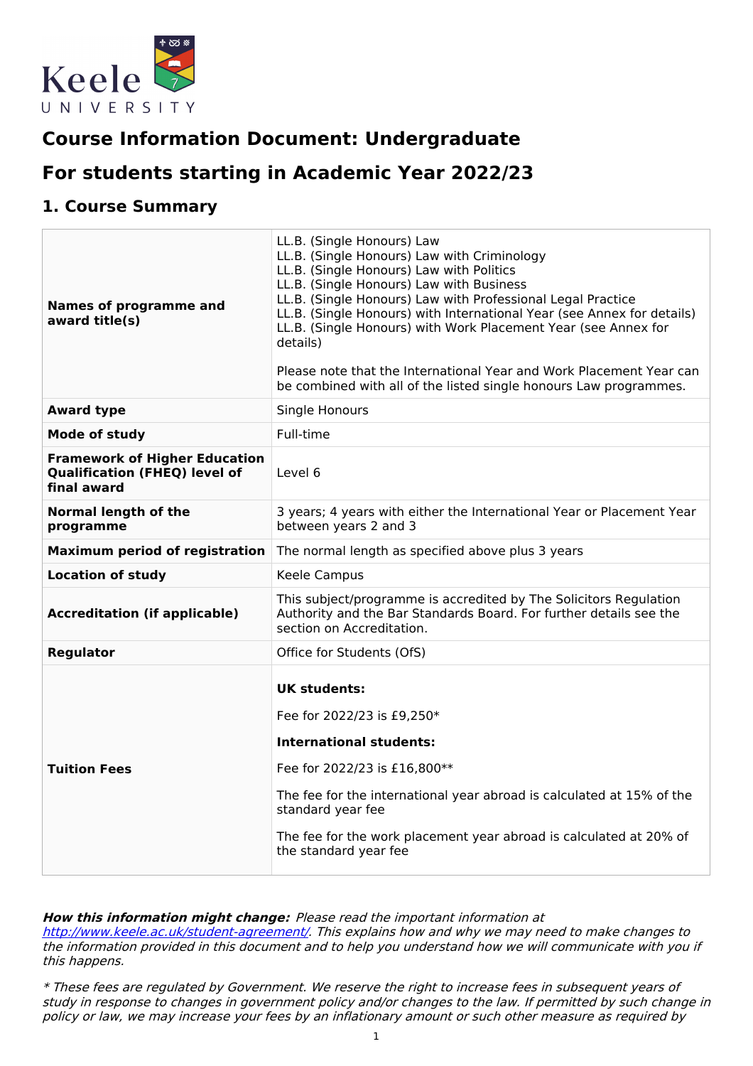Keele UNIVERSITY

# Course Information Document: Undergraduate

# For students starting in Academic Year 2022/23

## 1. Course Summary

| | |
|---|---|
| **Names of programme and award title(s)** | LL.B. (Single Honours) Law<br>LL.B. (Single Honours) Law with Criminology<br>LL.B. (Single Honours) Law with Politics<br>LL.B. (Single Honours) Law with Business<br>LL.B. (Single Honours) Law with Professional Legal Practice<br>LL.B. (Single Honours) with International Year (see Annex for details)<br>LL.B. (Single Honours) with Work Placement Year (see Annex for details)<br><br>Please note that the International Year and Work Placement Year can be combined with all of the listed single honours Law programmes. |
| **Award type** | Single Honours |
| **Mode of study** | Full-time |
| **Framework of Higher Education Qualification (FHEQ) level of final award** | Level 6 |
| **Normal length of the programme** | 3 years; 4 years with either the International Year or Placement Year between years 2 and 3 |
| **Maximum period of registration** | The normal length as specified above plus 3 years |
| **Location of study** | Keele Campus |
| **Accreditation (if applicable)** | This subject/programme is accredited by The Solicitors Regulation Authority and the Bar Standards Board. For further details see the section on Accreditation. |
| **Regulator** | Office for Students (OfS) |
| **Tuition Fees** | **UK students:**<br><br>Fee for 2022/23 is £9,250*<br><br>**International students:**<br><br>Fee for 2022/23 is £16,800**<br><br>The fee for the international year abroad is calculated at 15% of the standard year fee<br><br>The fee for the work placement year abroad is calculated at 20% of the standard year fee |

***How this information might change:*** *Please read the important information at [http://www.keele.ac.uk/student-agreement/](http://www.keele.ac.uk/student-agreement/). This explains how and why we may need to make changes to the information provided in this document and to help you understand how we will communicate with you if this happens.*

*\* These fees are regulated by Government. We reserve the right to increase fees in subsequent years of study in response to changes in government policy and/or changes to the law. If permitted by such change in policy or law, we may increase your fees by an inflationary amount or such other measure as required by*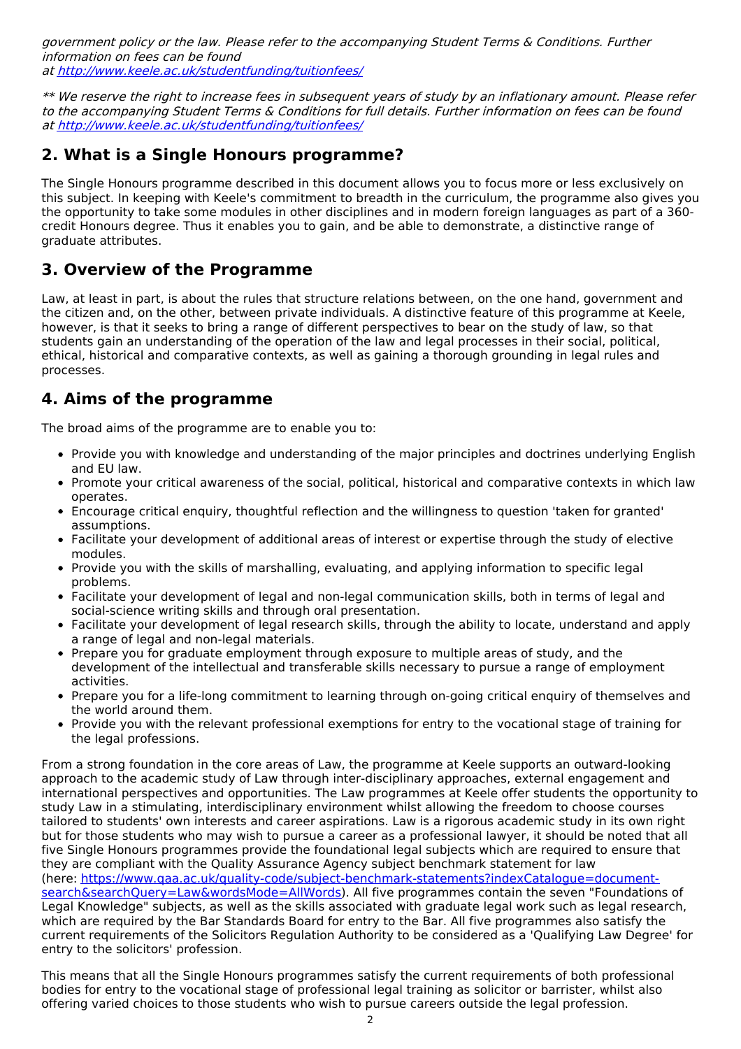*government policy or the law. Please refer to the accompanying Student Terms & Conditions. Further information on fees can be found at [http://www.keele.ac.uk/studentfunding/tuitionfees/](http://www.keele.ac.uk/studentfunding/tuitionfees/)*

*** We reserve the right to increase fees in subsequent years of study by an inflationary amount. Please refer to the accompanying Student Terms & Conditions for full details. Further information on fees can be found at [http://www.keele.ac.uk/studentfunding/tuitionfees/](http://www.keele.ac.uk/studentfunding/tuitionfees/)*

## 2. What is a Single Honours programme?

The Single Honours programme described in this document allows you to focus more or less exclusively on this subject. In keeping with Keele's commitment to breadth in the curriculum, the programme also gives you the opportunity to take some modules in other disciplines and in modern foreign languages as part of a 360-credit Honours degree. Thus it enables you to gain, and be able to demonstrate, a distinctive range of graduate attributes.

## 3. Overview of the Programme

Law, at least in part, is about the rules that structure relations between, on the one hand, government and the citizen and, on the other, between private individuals. A distinctive feature of this programme at Keele, however, is that it seeks to bring a range of different perspectives to bear on the study of law, so that students gain an understanding of the operation of the law and legal processes in their social, political, ethical, historical and comparative contexts, as well as gaining a thorough grounding in legal rules and processes.

## 4. Aims of the programme

The broad aims of the programme are to enable you to:

- Provide you with knowledge and understanding of the major principles and doctrines underlying English and EU law.
- Promote your critical awareness of the social, political, historical and comparative contexts in which law operates.
- Encourage critical enquiry, thoughtful reflection and the willingness to question 'taken for granted' assumptions.
- Facilitate your development of additional areas of interest or expertise through the study of elective modules.
- Provide you with the skills of marshalling, evaluating, and applying information to specific legal problems.
- Facilitate your development of legal and non-legal communication skills, both in terms of legal and social-science writing skills and through oral presentation.
- Facilitate your development of legal research skills, through the ability to locate, understand and apply a range of legal and non-legal materials.
- Prepare you for graduate employment through exposure to multiple areas of study, and the development of the intellectual and transferable skills necessary to pursue a range of employment activities.
- Prepare you for a life-long commitment to learning through on-going critical enquiry of themselves and the world around them.
- Provide you with the relevant professional exemptions for entry to the vocational stage of training for the legal professions.

From a strong foundation in the core areas of Law, the programme at Keele supports an outward-looking approach to the academic study of Law through inter-disciplinary approaches, external engagement and international perspectives and opportunities. The Law programmes at Keele offer students the opportunity to study Law in a stimulating, interdisciplinary environment whilst allowing the freedom to choose courses tailored to students' own interests and career aspirations. Law is a rigorous academic study in its own right but for those students who may wish to pursue a career as a professional lawyer, it should be noted that all five Single Honours programmes provide the foundational legal subjects which are required to ensure that they are compliant with the Quality Assurance Agency subject benchmark statement for law (here: [https://www.qaa.ac.uk/quality-code/subject-benchmark-statements?indexCatalogue=document-search&searchQuery=Law&wordsMode=AllWords](https://www.qaa.ac.uk/quality-code/subject-benchmark-statements?indexCatalogue=document-search&searchQuery=Law&wordsMode=AllWords)). All five programmes contain the seven "Foundations of Legal Knowledge" subjects, as well as the skills associated with graduate legal work such as legal research, which are required by the Bar Standards Board for entry to the Bar. All five programmes also satisfy the current requirements of the Solicitors Regulation Authority to be considered as a 'Qualifying Law Degree' for entry to the solicitors' profession.

This means that all the Single Honours programmes satisfy the current requirements of both professional bodies for entry to the vocational stage of professional legal training as solicitor or barrister, whilst also offering varied choices to those students who wish to pursue careers outside the legal profession.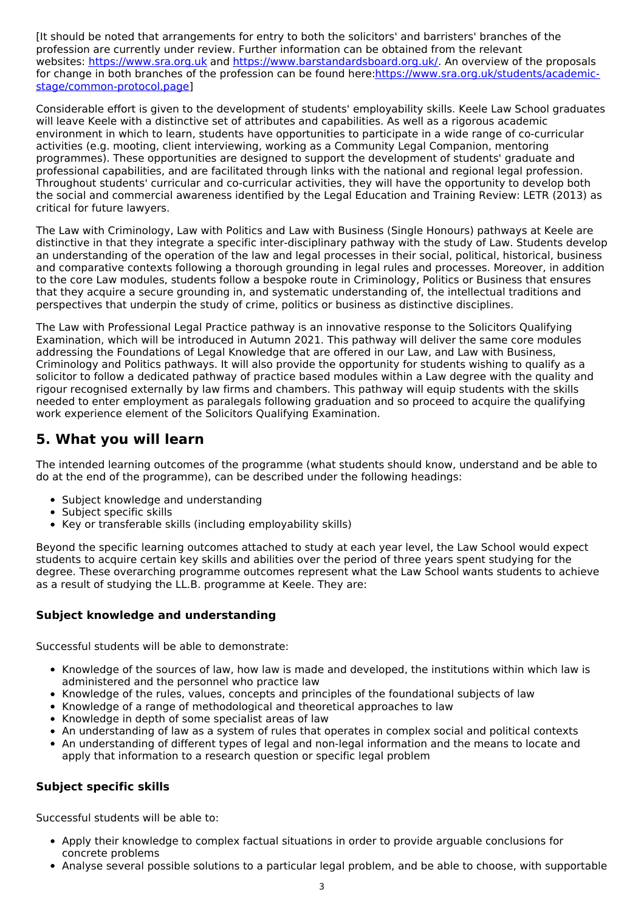[It should be noted that arrangements for entry to both the solicitors' and barristers' branches of the profession are currently under review. Further information can be obtained from the relevant websites: https://www.sra.org.uk and https://www.barstandardsboard.org.uk/. An overview of the proposals for change in both branches of the profession can be found here:https://www.sra.org.uk/students/academic-stage/common-protocol.page]

Considerable effort is given to the development of students' employability skills. Keele Law School graduates will leave Keele with a distinctive set of attributes and capabilities. As well as a rigorous academic environment in which to learn, students have opportunities to participate in a wide range of co-curricular activities (e.g. mooting, client interviewing, working as a Community Legal Companion, mentoring programmes). These opportunities are designed to support the development of students' graduate and professional capabilities, and are facilitated through links with the national and regional legal profession. Throughout students' curricular and co-curricular activities, they will have the opportunity to develop both the social and commercial awareness identified by the Legal Education and Training Review: LETR (2013) as critical for future lawyers.

The Law with Criminology, Law with Politics and Law with Business (Single Honours) pathways at Keele are distinctive in that they integrate a specific inter-disciplinary pathway with the study of Law. Students develop an understanding of the operation of the law and legal processes in their social, political, historical, business and comparative contexts following a thorough grounding in legal rules and processes. Moreover, in addition to the core Law modules, students follow a bespoke route in Criminology, Politics or Business that ensures that they acquire a secure grounding in, and systematic understanding of, the intellectual traditions and perspectives that underpin the study of crime, politics or business as distinctive disciplines.

The Law with Professional Legal Practice pathway is an innovative response to the Solicitors Qualifying Examination, which will be introduced in Autumn 2021. This pathway will deliver the same core modules addressing the Foundations of Legal Knowledge that are offered in our Law, and Law with Business, Criminology and Politics pathways. It will also provide the opportunity for students wishing to qualify as a solicitor to follow a dedicated pathway of practice based modules within a Law degree with the quality and rigour recognised externally by law firms and chambers. This pathway will equip students with the skills needed to enter employment as paralegals following graduation and so proceed to acquire the qualifying work experience element of the Solicitors Qualifying Examination.

## 5. What you will learn

The intended learning outcomes of the programme (what students should know, understand and be able to do at the end of the programme), can be described under the following headings:

- Subject knowledge and understanding
- Subject specific skills
- Key or transferable skills (including employability skills)

Beyond the specific learning outcomes attached to study at each year level, the Law School would expect students to acquire certain key skills and abilities over the period of three years spent studying for the degree. These overarching programme outcomes represent what the Law School wants students to achieve as a result of studying the LL.B. programme at Keele. They are:

### Subject knowledge and understanding

Successful students will be able to demonstrate:

- Knowledge of the sources of law, how law is made and developed, the institutions within which law is administered and the personnel who practice law
- Knowledge of the rules, values, concepts and principles of the foundational subjects of law
- Knowledge of a range of methodological and theoretical approaches to law
- Knowledge in depth of some specialist areas of law
- An understanding of law as a system of rules that operates in complex social and political contexts
- An understanding of different types of legal and non-legal information and the means to locate and apply that information to a research question or specific legal problem

### Subject specific skills

Successful students will be able to:

- Apply their knowledge to complex factual situations in order to provide arguable conclusions for concrete problems
- Analyse several possible solutions to a particular legal problem, and be able to choose, with supportable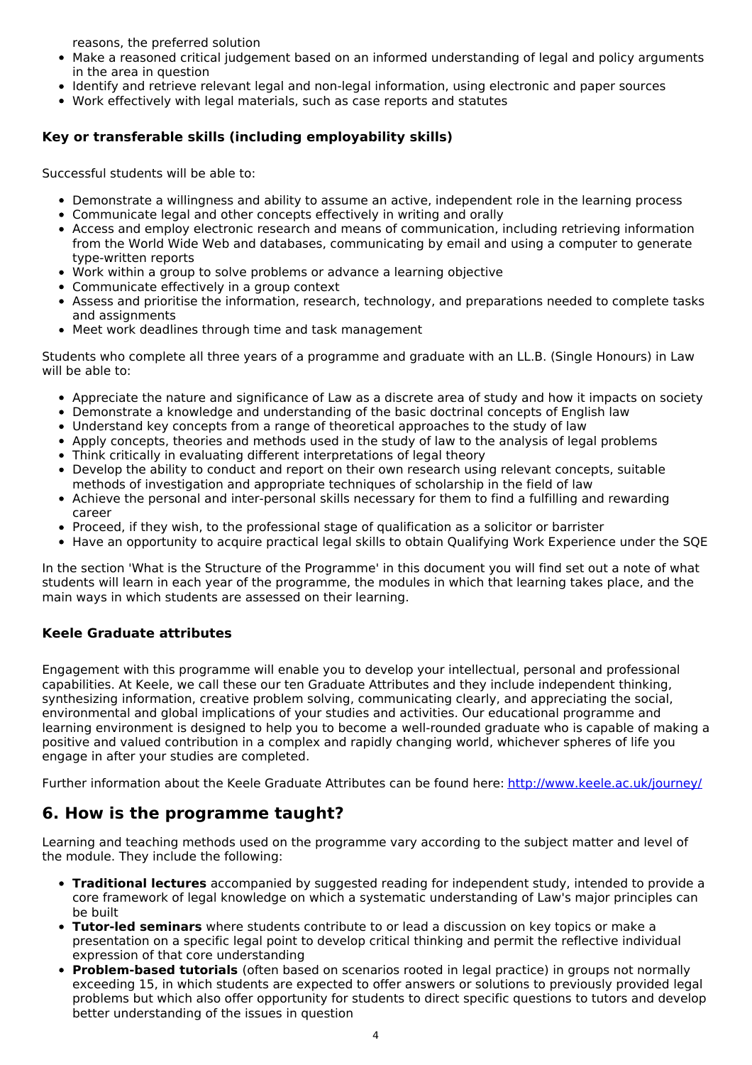reasons, the preferred solution

- Make a reasoned critical judgement based on an informed understanding of legal and policy arguments in the area in question
- Identify and retrieve relevant legal and non-legal information, using electronic and paper sources
- Work effectively with legal materials, such as case reports and statutes

### Key or transferable skills (including employability skills)

Successful students will be able to:

- Demonstrate a willingness and ability to assume an active, independent role in the learning process
- Communicate legal and other concepts effectively in writing and orally
- Access and employ electronic research and means of communication, including retrieving information from the World Wide Web and databases, communicating by email and using a computer to generate type-written reports
- Work within a group to solve problems or advance a learning objective
- Communicate effectively in a group context
- Assess and prioritise the information, research, technology, and preparations needed to complete tasks and assignments
- Meet work deadlines through time and task management

Students who complete all three years of a programme and graduate with an LL.B. (Single Honours) in Law will be able to:

- Appreciate the nature and significance of Law as a discrete area of study and how it impacts on society
- Demonstrate a knowledge and understanding of the basic doctrinal concepts of English law
- Understand key concepts from a range of theoretical approaches to the study of law
- Apply concepts, theories and methods used in the study of law to the analysis of legal problems
- Think critically in evaluating different interpretations of legal theory
- Develop the ability to conduct and report on their own research using relevant concepts, suitable methods of investigation and appropriate techniques of scholarship in the field of law
- Achieve the personal and inter-personal skills necessary for them to find a fulfilling and rewarding career
- Proceed, if they wish, to the professional stage of qualification as a solicitor or barrister
- Have an opportunity to acquire practical legal skills to obtain Qualifying Work Experience under the SQE

In the section 'What is the Structure of the Programme' in this document you will find set out a note of what students will learn in each year of the programme, the modules in which that learning takes place, and the main ways in which students are assessed on their learning.

### Keele Graduate attributes

Engagement with this programme will enable you to develop your intellectual, personal and professional capabilities. At Keele, we call these our ten Graduate Attributes and they include independent thinking, synthesizing information, creative problem solving, communicating clearly, and appreciating the social, environmental and global implications of your studies and activities. Our educational programme and learning environment is designed to help you to become a well-rounded graduate who is capable of making a positive and valued contribution in a complex and rapidly changing world, whichever spheres of life you engage in after your studies are completed.

Further information about the Keele Graduate Attributes can be found here: http://www.keele.ac.uk/journey/

## 6. How is the programme taught?

Learning and teaching methods used on the programme vary according to the subject matter and level of the module. They include the following:

- **Traditional lectures** accompanied by suggested reading for independent study, intended to provide a core framework of legal knowledge on which a systematic understanding of Law's major principles can be built
- **Tutor-led seminars** where students contribute to or lead a discussion on key topics or make a presentation on a specific legal point to develop critical thinking and permit the reflective individual expression of that core understanding
- **Problem-based tutorials** (often based on scenarios rooted in legal practice) in groups not normally exceeding 15, in which students are expected to offer answers or solutions to previously provided legal problems but which also offer opportunity for students to direct specific questions to tutors and develop better understanding of the issues in question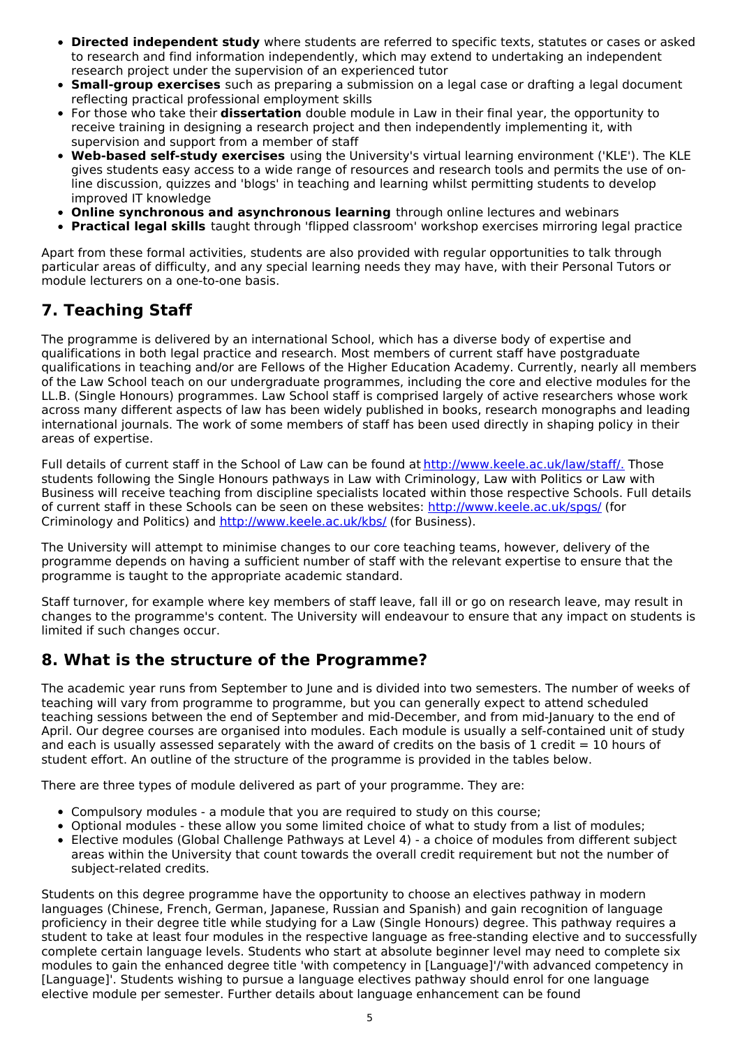- **Directed independent study** where students are referred to specific texts, statutes or cases or asked to research and find information independently, which may extend to undertaking an independent research project under the supervision of an experienced tutor
- **Small-group exercises** such as preparing a submission on a legal case or drafting a legal document reflecting practical professional employment skills
- For those who take their **dissertation** double module in Law in their final year, the opportunity to receive training in designing a research project and then independently implementing it, with supervision and support from a member of staff
- **Web-based self-study exercises** using the University's virtual learning environment ('KLE'). The KLE gives students easy access to a wide range of resources and research tools and permits the use of on-line discussion, quizzes and 'blogs' in teaching and learning whilst permitting students to develop improved IT knowledge
- **Online synchronous and asynchronous learning** through online lectures and webinars
- **Practical legal skills** taught through 'flipped classroom' workshop exercises mirroring legal practice

Apart from these formal activities, students are also provided with regular opportunities to talk through particular areas of difficulty, and any special learning needs they may have, with their Personal Tutors or module lecturers on a one-to-one basis.

## 7. Teaching Staff

The programme is delivered by an international School, which has a diverse body of expertise and qualifications in both legal practice and research. Most members of current staff have postgraduate qualifications in teaching and/or are Fellows of the Higher Education Academy. Currently, nearly all members of the Law School teach on our undergraduate programmes, including the core and elective modules for the LL.B. (Single Honours) programmes. Law School staff is comprised largely of active researchers whose work across many different aspects of law has been widely published in books, research monographs and leading international journals. The work of some members of staff has been used directly in shaping policy in their areas of expertise.

Full details of current staff in the School of Law can be found at [http://www.keele.ac.uk/law/staff/.](http://www.keele.ac.uk/law/staff/) Those students following the Single Honours pathways in Law with Criminology, Law with Politics or Law with Business will receive teaching from discipline specialists located within those respective Schools. Full details of current staff in these Schools can be seen on these websites: [http://www.keele.ac.uk/spgs/](http://www.keele.ac.uk/spgs/) (for Criminology and Politics) and [http://www.keele.ac.uk/kbs/](http://www.keele.ac.uk/kbs/) (for Business).

The University will attempt to minimise changes to our core teaching teams, however, delivery of the programme depends on having a sufficient number of staff with the relevant expertise to ensure that the programme is taught to the appropriate academic standard.

Staff turnover, for example where key members of staff leave, fall ill or go on research leave, may result in changes to the programme's content. The University will endeavour to ensure that any impact on students is limited if such changes occur.

## 8. What is the structure of the Programme?

The academic year runs from September to June and is divided into two semesters. The number of weeks of teaching will vary from programme to programme, but you can generally expect to attend scheduled teaching sessions between the end of September and mid-December, and from mid-January to the end of April. Our degree courses are organised into modules. Each module is usually a self-contained unit of study and each is usually assessed separately with the award of credits on the basis of 1 credit = 10 hours of student effort. An outline of the structure of the programme is provided in the tables below.

There are three types of module delivered as part of your programme. They are:

- Compulsory modules - a module that you are required to study on this course;
- Optional modules - these allow you some limited choice of what to study from a list of modules;
- Elective modules (Global Challenge Pathways at Level 4) - a choice of modules from different subject areas within the University that count towards the overall credit requirement but not the number of subject-related credits.

Students on this degree programme have the opportunity to choose an electives pathway in modern languages (Chinese, French, German, Japanese, Russian and Spanish) and gain recognition of language proficiency in their degree title while studying for a Law (Single Honours) degree. This pathway requires a student to take at least four modules in the respective language as free-standing elective and to successfully complete certain language levels. Students who start at absolute beginner level may need to complete six modules to gain the enhanced degree title 'with competency in [Language]'/'with advanced competency in [Language]'. Students wishing to pursue a language electives pathway should enrol for one language elective module per semester. Further details about language enhancement can be found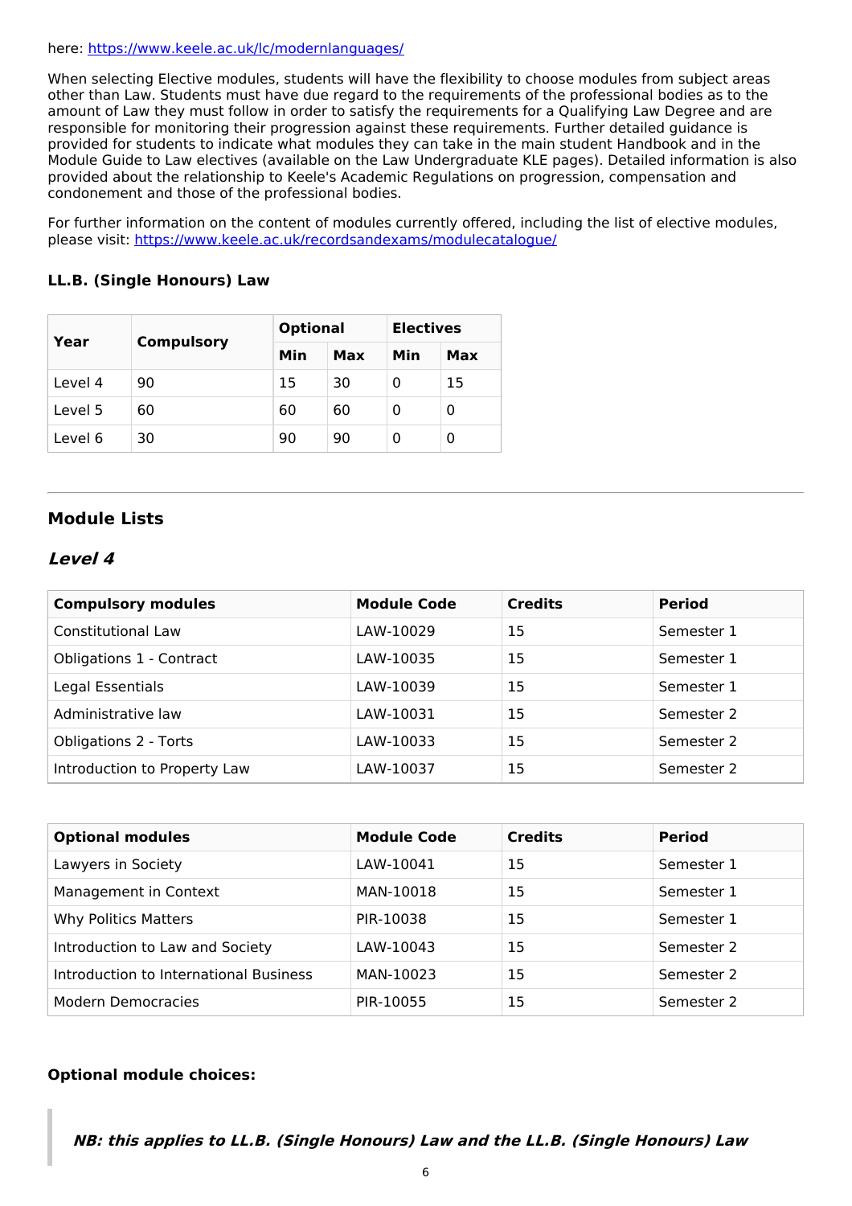here: [https://www.keele.ac.uk/lc/modernlanguages/](https://www.keele.ac.uk/lc/modernlanguages/)

When selecting Elective modules, students will have the flexibility to choose modules from subject areas other than Law. Students must have due regard to the requirements of the professional bodies as to the amount of Law they must follow in order to satisfy the requirements for a Qualifying Law Degree and are responsible for monitoring their progression against these requirements. Further detailed guidance is provided for students to indicate what modules they can take in the main student Handbook and in the Module Guide to Law electives (available on the Law Undergraduate KLE pages). Detailed information is also provided about the relationship to Keele's Academic Regulations on progression, compensation and condonement and those of the professional bodies.

For further information on the content of modules currently offered, including the list of elective modules, please visit: [https://www.keele.ac.uk/recordsandexams/modulecatalogue/](https://www.keele.ac.uk/recordsandexams/modulecatalogue/)

### LL.B. (Single Honours) Law

| Year | Compulsory | Optional | | Electives | |
|---|---|---|---|---|---|
| | | Min | Max | Min | Max |
| Level 4 | 90 | 15 | 30 | 0 | 15 |
| Level 5 | 60 | 60 | 60 | 0 | 0 |
| Level 6 | 30 | 90 | 90 | 0 | 0 |

---

## Module Lists

### *Level 4*

| Compulsory modules | Module Code | Credits | Period |
|---|---|---|---|
| Constitutional Law | LAW-10029 | 15 | Semester 1 |
| Obligations 1 - Contract | LAW-10035 | 15 | Semester 1 |
| Legal Essentials | LAW-10039 | 15 | Semester 1 |
| Administrative law | LAW-10031 | 15 | Semester 2 |
| Obligations 2 - Torts | LAW-10033 | 15 | Semester 2 |
| Introduction to Property Law | LAW-10037 | 15 | Semester 2 |

| Optional modules | Module Code | Credits | Period |
|---|---|---|---|
| Lawyers in Society | LAW-10041 | 15 | Semester 1 |
| Management in Context | MAN-10018 | 15 | Semester 1 |
| Why Politics Matters | PIR-10038 | 15 | Semester 1 |
| Introduction to Law and Society | LAW-10043 | 15 | Semester 2 |
| Introduction to International Business | MAN-10023 | 15 | Semester 2 |
| Modern Democracies | PIR-10055 | 15 | Semester 2 |

**Optional module choices:**

> ***NB: this applies to LL.B. (Single Honours) Law and the LL.B. (Single Honours) Law***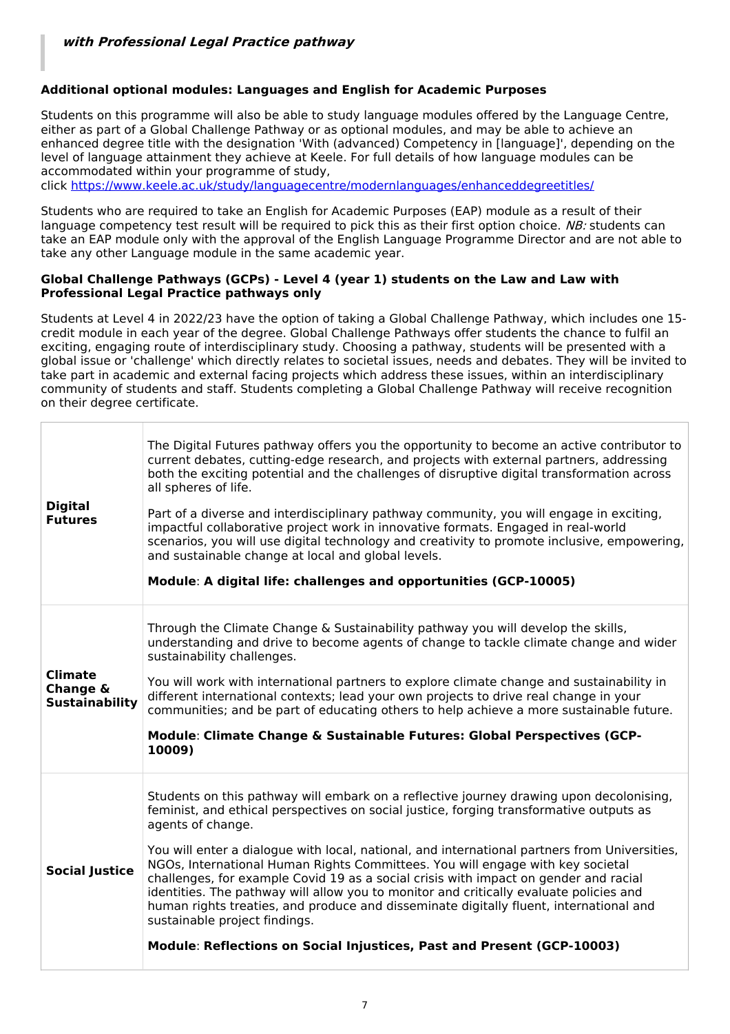### *with Professional Legal Practice pathway*

**Additional optional modules: Languages and English for Academic Purposes**

Students on this programme will also be able to study language modules offered by the Language Centre, either as part of a Global Challenge Pathway or as optional modules, and may be able to achieve an enhanced degree title with the designation 'With (advanced) Competency in [language]', depending on the level of language attainment they achieve at Keele. For full details of how language modules can be accommodated within your programme of study, click [https://www.keele.ac.uk/study/languagecentre/modernlanguages/enhanceddegreetitles/](https://www.keele.ac.uk/study/languagecentre/modernlanguages/enhanceddegreetitles/)

Students who are required to take an English for Academic Purposes (EAP) module as a result of their language competency test result will be required to pick this as their first option choice. *NB:* students can take an EAP module only with the approval of the English Language Programme Director and are not able to take any other Language module in the same academic year.

**Global Challenge Pathways (GCPs) - Level 4 (year 1) students on the Law and Law with Professional Legal Practice pathways only**

Students at Level 4 in 2022/23 have the option of taking a Global Challenge Pathway, which includes one 15-credit module in each year of the degree. Global Challenge Pathways offer students the chance to fulfil an exciting, engaging route of interdisciplinary study. Choosing a pathway, students will be presented with a global issue or 'challenge' which directly relates to societal issues, needs and debates. They will be invited to take part in academic and external facing projects which address these issues, within an interdisciplinary community of students and staff. Students completing a Global Challenge Pathway will receive recognition on their degree certificate.

| | |
|---|---|
| **Digital Futures** | The Digital Futures pathway offers you the opportunity to become an active contributor to current debates, cutting-edge research, and projects with external partners, addressing both the exciting potential and the challenges of disruptive digital transformation across all spheres of life.<br><br>Part of a diverse and interdisciplinary pathway community, you will engage in exciting, impactful collaborative project work in innovative formats. Engaged in real-world scenarios, you will use digital technology and creativity to promote inclusive, empowering, and sustainable change at local and global levels.<br><br>**Module**: **A digital life: challenges and opportunities (GCP-10005)** |
| **Climate Change & Sustainability** | Through the Climate Change & Sustainability pathway you will develop the skills, understanding and drive to become agents of change to tackle climate change and wider sustainability challenges.<br><br>You will work with international partners to explore climate change and sustainability in different international contexts; lead your own projects to drive real change in your communities; and be part of educating others to help achieve a more sustainable future.<br><br>**Module**: **Climate Change & Sustainable Futures: Global Perspectives (GCP-10009)** |
| **Social Justice** | Students on this pathway will embark on a reflective journey drawing upon decolonising, feminist, and ethical perspectives on social justice, forging transformative outputs as agents of change.<br><br>You will enter a dialogue with local, national, and international partners from Universities, NGOs, International Human Rights Committees. You will engage with key societal challenges, for example Covid 19 as a social crisis with impact on gender and racial identities. The pathway will allow you to monitor and critically evaluate policies and human rights treaties, and produce and disseminate digitally fluent, international and sustainable project findings.<br><br>**Module**: **Reflections on Social Injustices, Past and Present (GCP-10003)** |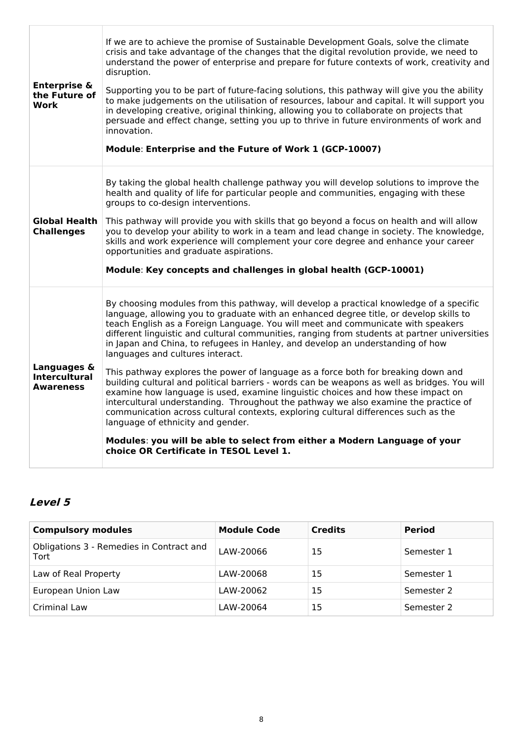| | |
|---|---|
| **Enterprise & the Future of Work** | If we are to achieve the promise of Sustainable Development Goals, solve the climate crisis and take advantage of the changes that the digital revolution provide, we need to understand the power of enterprise and prepare for future contexts of work, creativity and disruption.<br><br>Supporting you to be part of future-facing solutions, this pathway will give you the ability to make judgements on the utilisation of resources, labour and capital. It will support you in developing creative, original thinking, allowing you to collaborate on projects that persuade and effect change, setting you up to thrive in future environments of work and innovation.<br><br>**Module**: **Enterprise and the Future of Work 1 (GCP-10007)** |
| **Global Health Challenges** | By taking the global health challenge pathway you will develop solutions to improve the health and quality of life for particular people and communities, engaging with these groups to co-design interventions.<br><br>This pathway will provide you with skills that go beyond a focus on health and will allow you to develop your ability to work in a team and lead change in society. The knowledge, skills and work experience will complement your core degree and enhance your career opportunities and graduate aspirations.<br><br>**Module**: **Key concepts and challenges in global health (GCP-10001)** |
| **Languages & Intercultural Awareness** | By choosing modules from this pathway, will develop a practical knowledge of a specific language, allowing you to graduate with an enhanced degree title, or develop skills to teach English as a Foreign Language. You will meet and communicate with speakers different linguistic and cultural communities, ranging from students at partner universities in Japan and China, to refugees in Hanley, and develop an understanding of how languages and cultures interact.<br><br>This pathway explores the power of language as a force both for breaking down and building cultural and political barriers - words can be weapons as well as bridges. You will examine how language is used, examine linguistic choices and how these impact on intercultural understanding. Throughout the pathway we also examine the practice of communication across cultural contexts, exploring cultural differences such as the language of ethnicity and gender.<br><br>**Modules**: **you will be able to select from either a Modern Language of your choice OR Certificate in TESOL Level 1.** |

### *Level 5*

| Compulsory modules | Module Code | Credits | Period |
|---|---|---|---|
| Obligations 3 - Remedies in Contract and Tort | LAW-20066 | 15 | Semester 1 |
| Law of Real Property | LAW-20068 | 15 | Semester 1 |
| European Union Law | LAW-20062 | 15 | Semester 2 |
| Criminal Law | LAW-20064 | 15 | Semester 2 |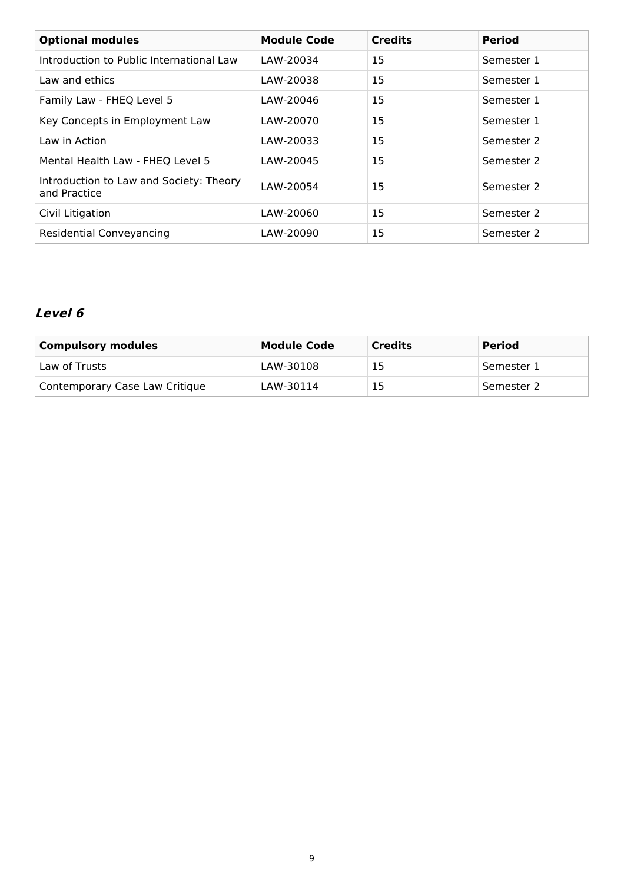| **Optional modules** | **Module Code** | **Credits** | **Period** |
| --- | --- | --- | --- |
| Introduction to Public International Law | LAW-20034 | 15 | Semester 1 |
| Law and ethics | LAW-20038 | 15 | Semester 1 |
| Family Law - FHEQ Level 5 | LAW-20046 | 15 | Semester 1 |
| Key Concepts in Employment Law | LAW-20070 | 15 | Semester 1 |
| Law in Action | LAW-20033 | 15 | Semester 2 |
| Mental Health Law - FHEQ Level 5 | LAW-20045 | 15 | Semester 2 |
| Introduction to Law and Society: Theory and Practice | LAW-20054 | 15 | Semester 2 |
| Civil Litigation | LAW-20060 | 15 | Semester 2 |
| Residential Conveyancing | LAW-20090 | 15 | Semester 2 |

### *Level 6*

| **Compulsory modules** | **Module Code** | **Credits** | **Period** |
| --- | --- | --- | --- |
| Law of Trusts | LAW-30108 | 15 | Semester 1 |
| Contemporary Case Law Critique | LAW-30114 | 15 | Semester 2 |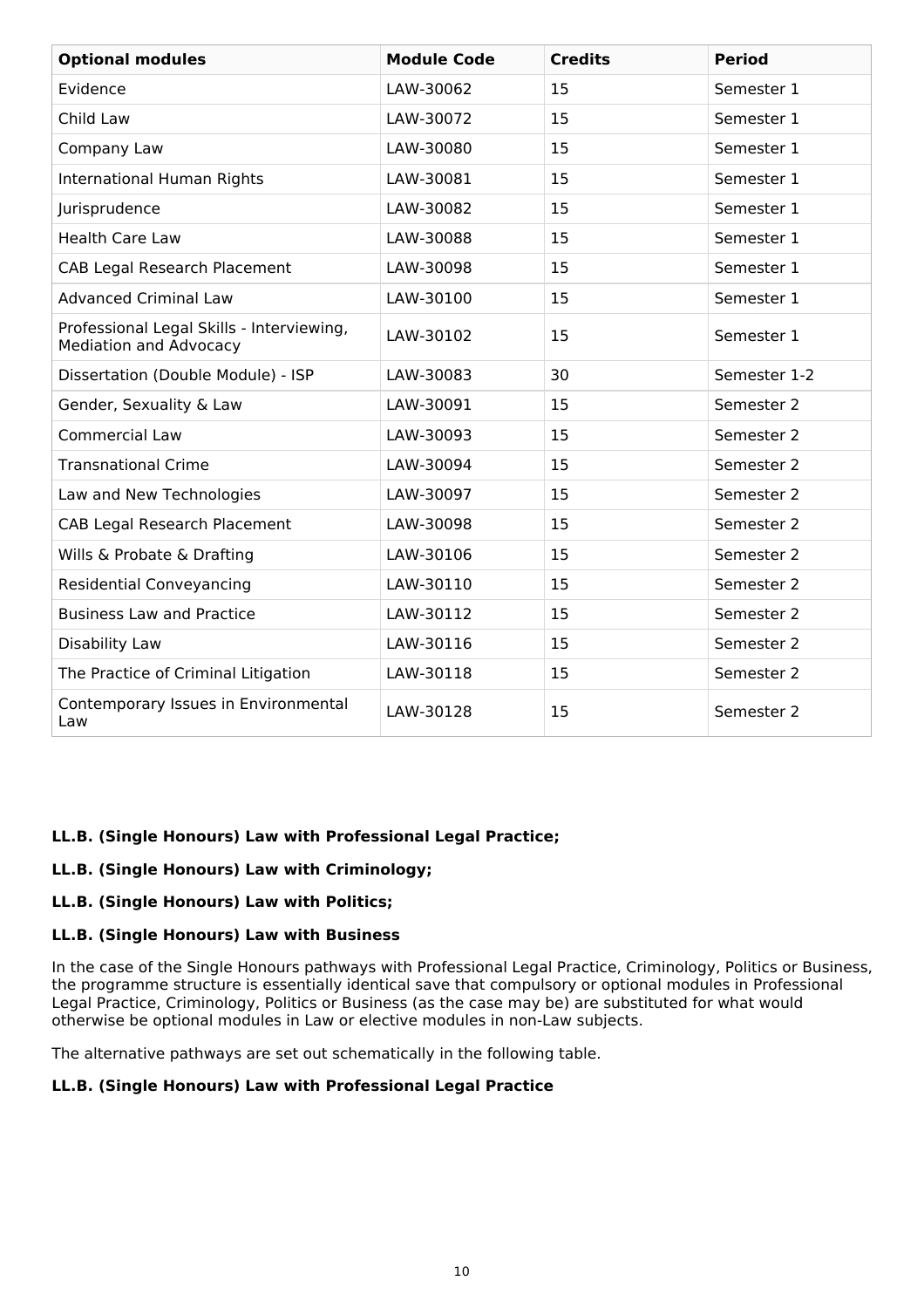| Optional modules | Module Code | Credits | Period |
| --- | --- | --- | --- |
| Evidence | LAW-30062 | 15 | Semester 1 |
| Child Law | LAW-30072 | 15 | Semester 1 |
| Company Law | LAW-30080 | 15 | Semester 1 |
| International Human Rights | LAW-30081 | 15 | Semester 1 |
| Jurisprudence | LAW-30082 | 15 | Semester 1 |
| Health Care Law | LAW-30088 | 15 | Semester 1 |
| CAB Legal Research Placement | LAW-30098 | 15 | Semester 1 |
| Advanced Criminal Law | LAW-30100 | 15 | Semester 1 |
| Professional Legal Skills - Interviewing, Mediation and Advocacy | LAW-30102 | 15 | Semester 1 |
| Dissertation (Double Module) - ISP | LAW-30083 | 30 | Semester 1-2 |
| Gender, Sexuality & Law | LAW-30091 | 15 | Semester 2 |
| Commercial Law | LAW-30093 | 15 | Semester 2 |
| Transnational Crime | LAW-30094 | 15 | Semester 2 |
| Law and New Technologies | LAW-30097 | 15 | Semester 2 |
| CAB Legal Research Placement | LAW-30098 | 15 | Semester 2 |
| Wills & Probate & Drafting | LAW-30106 | 15 | Semester 2 |
| Residential Conveyancing | LAW-30110 | 15 | Semester 2 |
| Business Law and Practice | LAW-30112 | 15 | Semester 2 |
| Disability Law | LAW-30116 | 15 | Semester 2 |
| The Practice of Criminal Litigation | LAW-30118 | 15 | Semester 2 |
| Contemporary Issues in Environmental Law | LAW-30128 | 15 | Semester 2 |

**LL.B. (Single Honours) Law with Professional Legal Practice;**

**LL.B. (Single Honours) Law with Criminology;**

**LL.B. (Single Honours) Law with Politics;**

**LL.B. (Single Honours) Law with Business**

In the case of the Single Honours pathways with Professional Legal Practice, Criminology, Politics or Business, the programme structure is essentially identical save that compulsory or optional modules in Professional Legal Practice, Criminology, Politics or Business (as the case may be) are substituted for what would otherwise be optional modules in Law or elective modules in non-Law subjects.

The alternative pathways are set out schematically in the following table.

**LL.B. (Single Honours) Law with Professional Legal Practice**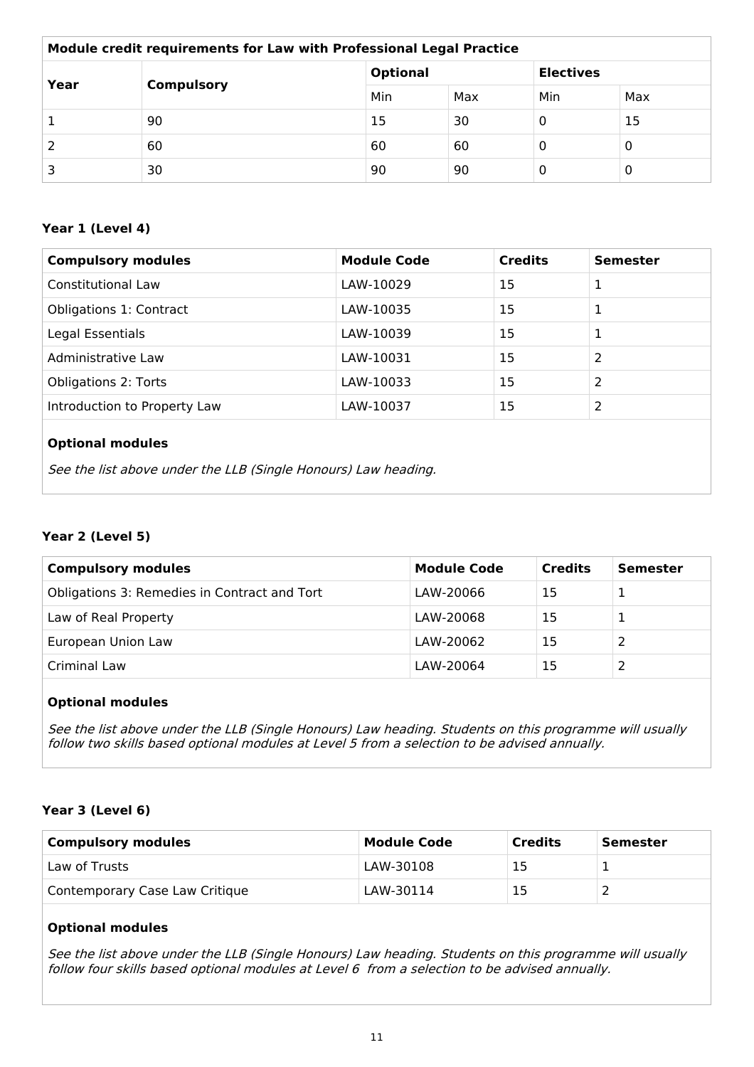| Module credit requirements for Law with Professional Legal Practice | | | | | |
|---|---|---|---|---|---|
| **Year** | **Compulsory** | **Optional** | | **Electives** | |
| | | Min | Max | Min | Max |
| 1 | 90 | 15 | 30 | 0 | 15 |
| 2 | 60 | 60 | 60 | 0 | 0 |
| 3 | 30 | 90 | 90 | 0 | 0 |

### Year 1 (Level 4)

| Compulsory modules | Module Code | Credits | Semester |
|---|---|---|---|
| Constitutional Law | LAW-10029 | 15 | 1 |
| Obligations 1: Contract | LAW-10035 | 15 | 1 |
| Legal Essentials | LAW-10039 | 15 | 1 |
| Administrative Law | LAW-10031 | 15 | 2 |
| Obligations 2: Torts | LAW-10033 | 15 | 2 |
| Introduction to Property Law | LAW-10037 | 15 | 2 |

**Optional modules**

*See the list above under the LLB (Single Honours) Law heading.*

### Year 2 (Level 5)

| Compulsory modules | Module Code | Credits | Semester |
|---|---|---|---|
| Obligations 3: Remedies in Contract and Tort | LAW-20066 | 15 | 1 |
| Law of Real Property | LAW-20068 | 15 | 1 |
| European Union Law | LAW-20062 | 15 | 2 |
| Criminal Law | LAW-20064 | 15 | 2 |

**Optional modules**

*See the list above under the LLB (Single Honours) Law heading. Students on this programme will usually follow two skills based optional modules at Level 5 from a selection to be advised annually.*

### Year 3 (Level 6)

| Compulsory modules | Module Code | Credits | Semester |
|---|---|---|---|
| Law of Trusts | LAW-30108 | 15 | 1 |
| Contemporary Case Law Critique | LAW-30114 | 15 | 2 |

**Optional modules**

*See the list above under the LLB (Single Honours) Law heading. Students on this programme will usually follow four skills based optional modules at Level 6 from a selection to be advised annually.*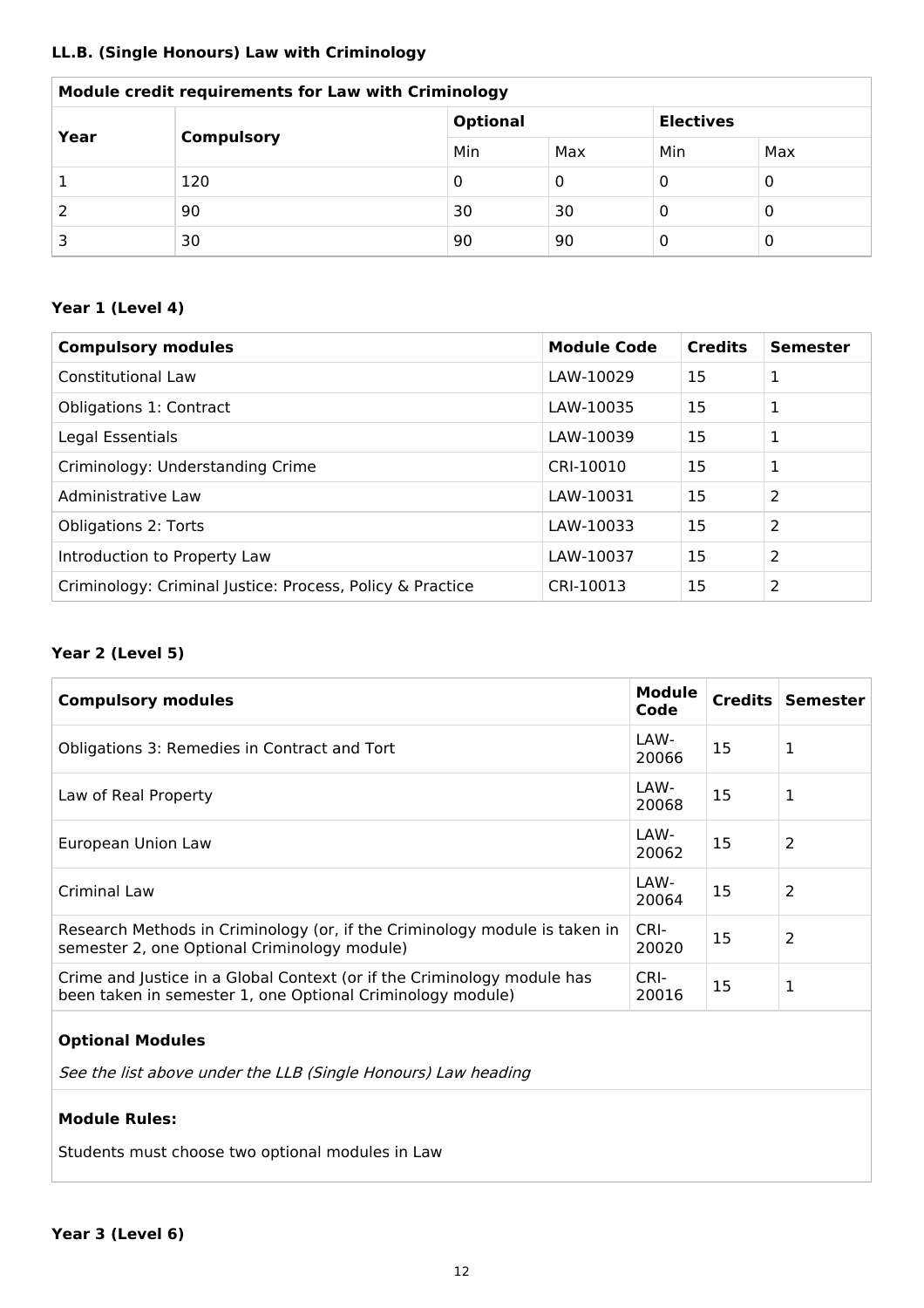### LL.B. (Single Honours) Law with Criminology

| Module credit requirements for Law with Criminology | | | | | |
|---|---|---|---|---|---|
| Year | Compulsory | Optional | | Electives | |
| | | Min | Max | Min | Max |
| 1 | 120 | 0 | 0 | 0 | 0 |
| 2 | 90 | 30 | 30 | 0 | 0 |
| 3 | 30 | 90 | 90 | 0 | 0 |

### Year 1 (Level 4)

| Compulsory modules | Module Code | Credits | Semester |
|---|---|---|---|
| Constitutional Law | LAW-10029 | 15 | 1 |
| Obligations 1: Contract | LAW-10035 | 15 | 1 |
| Legal Essentials | LAW-10039 | 15 | 1 |
| Criminology: Understanding Crime | CRI-10010 | 15 | 1 |
| Administrative Law | LAW-10031 | 15 | 2 |
| Obligations 2: Torts | LAW-10033 | 15 | 2 |
| Introduction to Property Law | LAW-10037 | 15 | 2 |
| Criminology: Criminal Justice: Process, Policy & Practice | CRI-10013 | 15 | 2 |

### Year 2 (Level 5)

| Compulsory modules | Module Code | Credits | Semester |
|---|---|---|---|
| Obligations 3: Remedies in Contract and Tort | LAW-20066 | 15 | 1 |
| Law of Real Property | LAW-20068 | 15 | 1 |
| European Union Law | LAW-20062 | 15 | 2 |
| Criminal Law | LAW-20064 | 15 | 2 |
| Research Methods in Criminology (or, if the Criminology module is taken in semester 2, one Optional Criminology module) | CRI-20020 | 15 | 2 |
| Crime and Justice in a Global Context (or if the Criminology module has been taken in semester 1, one Optional Criminology module) | CRI-20016 | 15 | 1 |

**Optional Modules**

*See the list above under the LLB (Single Honours) Law heading*

**Module Rules:**

Students must choose two optional modules in Law

### Year 3 (Level 6)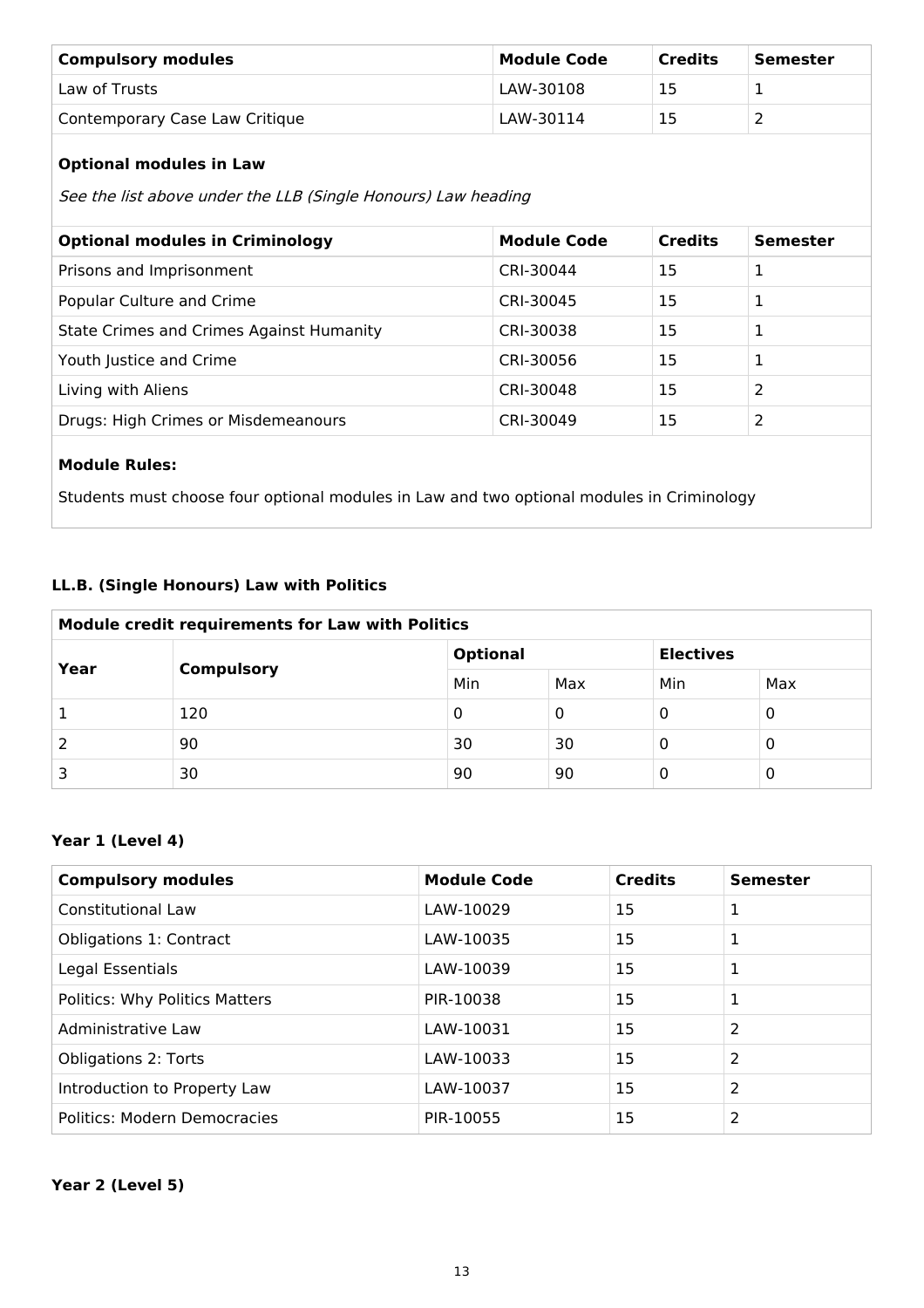| Compulsory modules | Module Code | Credits | Semester |
|---|---|---|---|
| Law of Trusts | LAW-30108 | 15 | 1 |
| Contemporary Case Law Critique | LAW-30114 | 15 | 2 |

**Optional modules in Law**

*See the list above under the LLB (Single Honours) Law heading*

| Optional modules in Criminology | Module Code | Credits | Semester |
|---|---|---|---|
| Prisons and Imprisonment | CRI-30044 | 15 | 1 |
| Popular Culture and Crime | CRI-30045 | 15 | 1 |
| State Crimes and Crimes Against Humanity | CRI-30038 | 15 | 1 |
| Youth Justice and Crime | CRI-30056 | 15 | 1 |
| Living with Aliens | CRI-30048 | 15 | 2 |
| Drugs: High Crimes or Misdemeanours | CRI-30049 | 15 | 2 |

**Module Rules:**

Students must choose four optional modules in Law and two optional modules in Criminology

### LL.B. (Single Honours) Law with Politics

**Module credit requirements for Law with Politics**

| Year | Compulsory | Optional | | Electives | |
|---|---|---|---|---|---|
| | | Min | Max | Min | Max |
| 1 | 120 | 0 | 0 | 0 | 0 |
| 2 | 90 | 30 | 30 | 0 | 0 |
| 3 | 30 | 90 | 90 | 0 | 0 |

### Year 1 (Level 4)

| Compulsory modules | Module Code | Credits | Semester |
|---|---|---|---|
| Constitutional Law | LAW-10029 | 15 | 1 |
| Obligations 1: Contract | LAW-10035 | 15 | 1 |
| Legal Essentials | LAW-10039 | 15 | 1 |
| Politics: Why Politics Matters | PIR-10038 | 15 | 1 |
| Administrative Law | LAW-10031 | 15 | 2 |
| Obligations 2: Torts | LAW-10033 | 15 | 2 |
| Introduction to Property Law | LAW-10037 | 15 | 2 |
| Politics: Modern Democracies | PIR-10055 | 15 | 2 |

### Year 2 (Level 5)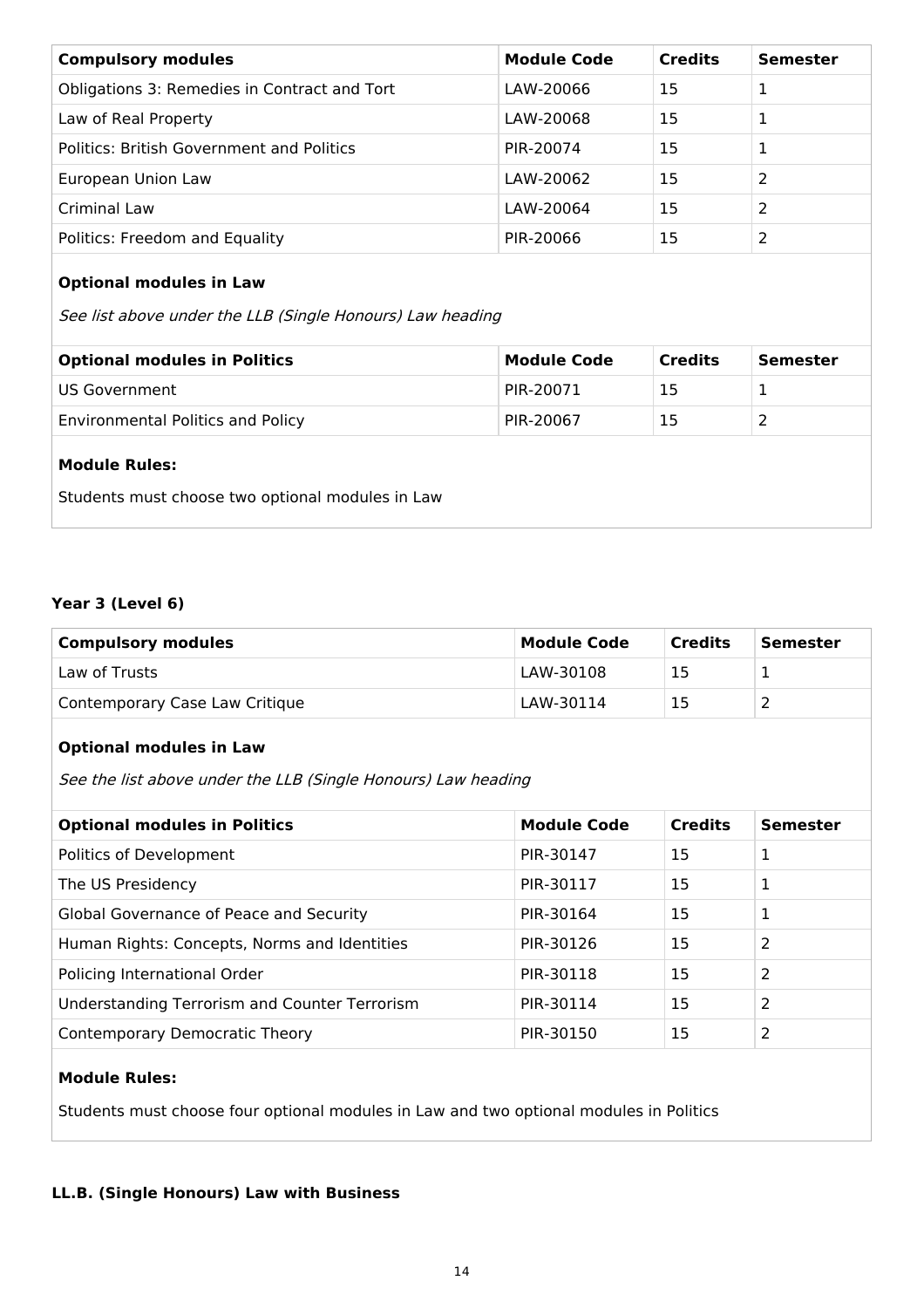| Compulsory modules | Module Code | Credits | Semester |
| --- | --- | --- | --- |
| Obligations 3: Remedies in Contract and Tort | LAW-20066 | 15 | 1 |
| Law of Real Property | LAW-20068 | 15 | 1 |
| Politics: British Government and Politics | PIR-20074 | 15 | 1 |
| European Union Law | LAW-20062 | 15 | 2 |
| Criminal Law | LAW-20064 | 15 | 2 |
| Politics: Freedom and Equality | PIR-20066 | 15 | 2 |

**Optional modules in Law**

*See list above under the LLB (Single Honours) Law heading*

| Optional modules in Politics | Module Code | Credits | Semester |
| --- | --- | --- | --- |
| US Government | PIR-20071 | 15 | 1 |
| Environmental Politics and Policy | PIR-20067 | 15 | 2 |

**Module Rules:**

Students must choose two optional modules in Law

### Year 3 (Level 6)

| Compulsory modules | Module Code | Credits | Semester |
| --- | --- | --- | --- |
| Law of Trusts | LAW-30108 | 15 | 1 |
| Contemporary Case Law Critique | LAW-30114 | 15 | 2 |

**Optional modules in Law**

*See the list above under the LLB (Single Honours) Law heading*

| Optional modules in Politics | Module Code | Credits | Semester |
| --- | --- | --- | --- |
| Politics of Development | PIR-30147 | 15 | 1 |
| The US Presidency | PIR-30117 | 15 | 1 |
| Global Governance of Peace and Security | PIR-30164 | 15 | 1 |
| Human Rights: Concepts, Norms and Identities | PIR-30126 | 15 | 2 |
| Policing International Order | PIR-30118 | 15 | 2 |
| Understanding Terrorism and Counter Terrorism | PIR-30114 | 15 | 2 |
| Contemporary Democratic Theory | PIR-30150 | 15 | 2 |

**Module Rules:**

Students must choose four optional modules in Law and two optional modules in Politics

### LL.B. (Single Honours) Law with Business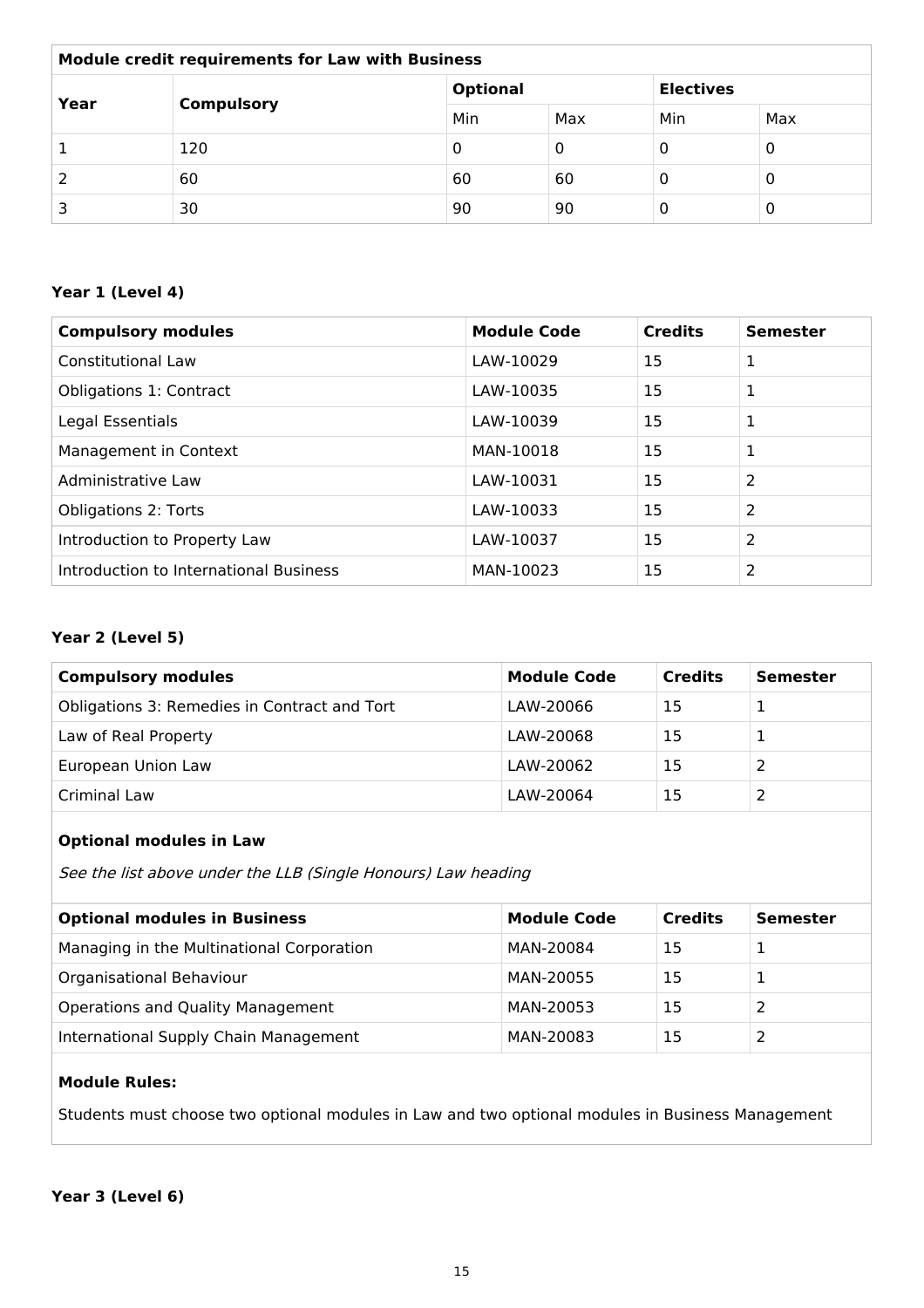| Module credit requirements for Law with Business | | | | | |
|---|---|---|---|---|---|
| Year | Compulsory | Optional | | Electives | |
| | | Min | Max | Min | Max |
| 1 | 120 | 0 | 0 | 0 | 0 |
| 2 | 60 | 60 | 60 | 0 | 0 |
| 3 | 30 | 90 | 90 | 0 | 0 |

### Year 1 (Level 4)

| Compulsory modules | Module Code | Credits | Semester |
|---|---|---|---|
| Constitutional Law | LAW-10029 | 15 | 1 |
| Obligations 1: Contract | LAW-10035 | 15 | 1 |
| Legal Essentials | LAW-10039 | 15 | 1 |
| Management in Context | MAN-10018 | 15 | 1 |
| Administrative Law | LAW-10031 | 15 | 2 |
| Obligations 2: Torts | LAW-10033 | 15 | 2 |
| Introduction to Property Law | LAW-10037 | 15 | 2 |
| Introduction to International Business | MAN-10023 | 15 | 2 |

### Year 2 (Level 5)

| Compulsory modules | Module Code | Credits | Semester |
|---|---|---|---|
| Obligations 3: Remedies in Contract and Tort | LAW-20066 | 15 | 1 |
| Law of Real Property | LAW-20068 | 15 | 1 |
| European Union Law | LAW-20062 | 15 | 2 |
| Criminal Law | LAW-20064 | 15 | 2 |

**Optional modules in Law**

*See the list above under the LLB (Single Honours) Law heading*

| Optional modules in Business | Module Code | Credits | Semester |
|---|---|---|---|
| Managing in the Multinational Corporation | MAN-20084 | 15 | 1 |
| Organisational Behaviour | MAN-20055 | 15 | 1 |
| Operations and Quality Management | MAN-20053 | 15 | 2 |
| International Supply Chain Management | MAN-20083 | 15 | 2 |

**Module Rules:**

Students must choose two optional modules in Law and two optional modules in Business Management

### Year 3 (Level 6)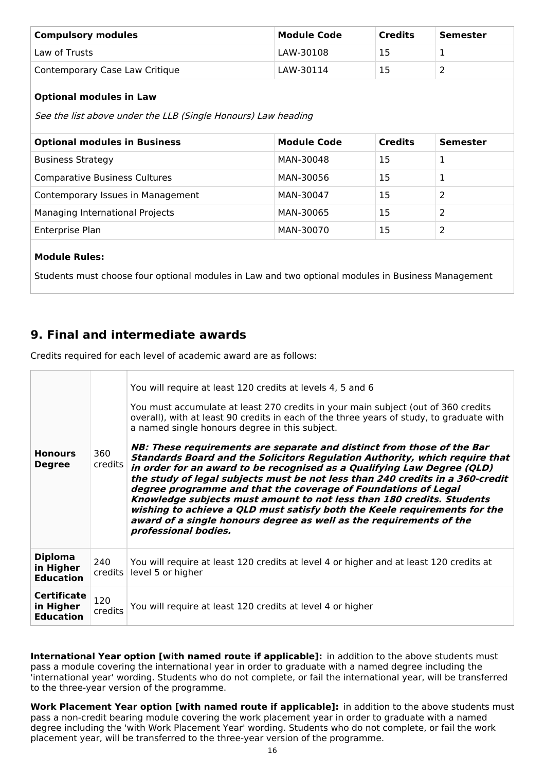| Compulsory modules | Module Code | Credits | Semester |
|---|---|---|---|
| Law of Trusts | LAW-30108 | 15 | 1 |
| Contemporary Case Law Critique | LAW-30114 | 15 | 2 |

**Optional modules in Law**

*See the list above under the LLB (Single Honours) Law heading*

| Optional modules in Business | Module Code | Credits | Semester |
|---|---|---|---|
| Business Strategy | MAN-30048 | 15 | 1 |
| Comparative Business Cultures | MAN-30056 | 15 | 1 |
| Contemporary Issues in Management | MAN-30047 | 15 | 2 |
| Managing International Projects | MAN-30065 | 15 | 2 |
| Enterprise Plan | MAN-30070 | 15 | 2 |

**Module Rules:**

Students must choose four optional modules in Law and two optional modules in Business Management

## 9. Final and intermediate awards

Credits required for each level of academic award are as follows:

| | | |
|---|---|---|
| **Honours Degree** | 360 credits | You will require at least 120 credits at levels 4, 5 and 6<br><br>You must accumulate at least 270 credits in your main subject (out of 360 credits overall), with at least 90 credits in each of the three years of study, to graduate with a named single honours degree in this subject.<br><br>***NB: These requirements are separate and distinct from those of the Bar Standards Board and the Solicitors Regulation Authority, which require that in order for an award to be recognised as a Qualifying Law Degree (QLD) the study of legal subjects must be not less than 240 credits in a 360-credit degree programme and that the coverage of Foundations of Legal Knowledge subjects must amount to not less than 180 credits. Students wishing to achieve a QLD must satisfy both the Keele requirements for the award of a single honours degree as well as the requirements of the professional bodies.*** |
| **Diploma in Higher Education** | 240 credits | You will require at least 120 credits at level 4 or higher and at least 120 credits at level 5 or higher |
| **Certificate in Higher Education** | 120 credits | You will require at least 120 credits at level 4 or higher |

**International Year option [with named route if applicable]:** in addition to the above students must pass a module covering the international year in order to graduate with a named degree including the 'international year' wording. Students who do not complete, or fail the international year, will be transferred to the three-year version of the programme.

**Work Placement Year option [with named route if applicable]:** in addition to the above students must pass a non-credit bearing module covering the work placement year in order to graduate with a named degree including the 'with Work Placement Year' wording. Students who do not complete, or fail the work placement year, will be transferred to the three-year version of the programme.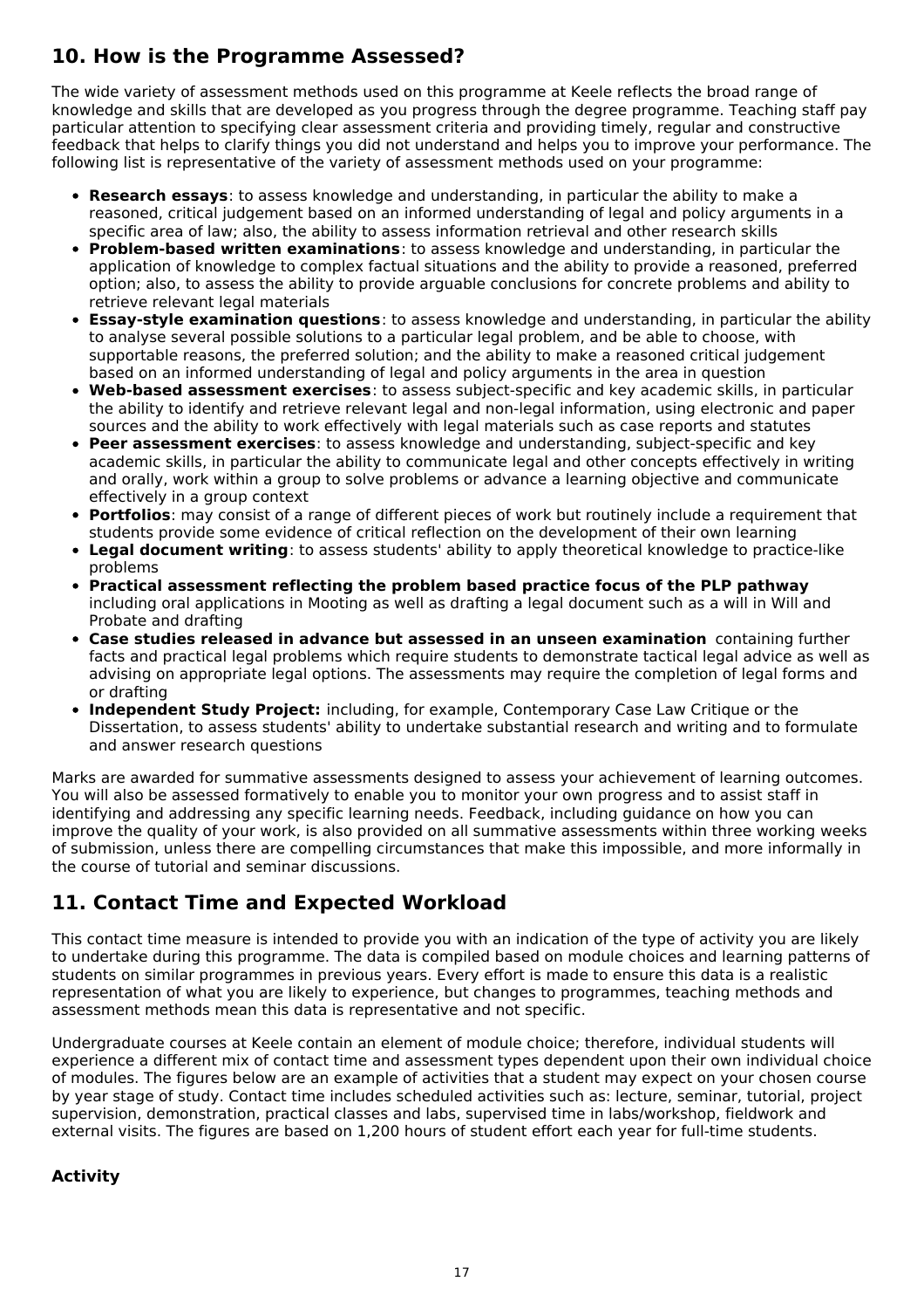## 10. How is the Programme Assessed?

The wide variety of assessment methods used on this programme at Keele reflects the broad range of knowledge and skills that are developed as you progress through the degree programme. Teaching staff pay particular attention to specifying clear assessment criteria and providing timely, regular and constructive feedback that helps to clarify things you did not understand and helps you to improve your performance. The following list is representative of the variety of assessment methods used on your programme:

- **Research essays**: to assess knowledge and understanding, in particular the ability to make a reasoned, critical judgement based on an informed understanding of legal and policy arguments in a specific area of law; also, the ability to assess information retrieval and other research skills
- **Problem-based written examinations**: to assess knowledge and understanding, in particular the application of knowledge to complex factual situations and the ability to provide a reasoned, preferred option; also, to assess the ability to provide arguable conclusions for concrete problems and ability to retrieve relevant legal materials
- **Essay-style examination questions**: to assess knowledge and understanding, in particular the ability to analyse several possible solutions to a particular legal problem, and be able to choose, with supportable reasons, the preferred solution; and the ability to make a reasoned critical judgement based on an informed understanding of legal and policy arguments in the area in question
- **Web-based assessment exercises**: to assess subject-specific and key academic skills, in particular the ability to identify and retrieve relevant legal and non-legal information, using electronic and paper sources and the ability to work effectively with legal materials such as case reports and statutes
- **Peer assessment exercises**: to assess knowledge and understanding, subject-specific and key academic skills, in particular the ability to communicate legal and other concepts effectively in writing and orally, work within a group to solve problems or advance a learning objective and communicate effectively in a group context
- **Portfolios**: may consist of a range of different pieces of work but routinely include a requirement that students provide some evidence of critical reflection on the development of their own learning
- **Legal document writing**: to assess students' ability to apply theoretical knowledge to practice-like problems
- **Practical assessment reflecting the problem based practice focus of the PLP pathway** including oral applications in Mooting as well as drafting a legal document such as a will in Will and Probate and drafting
- **Case studies released in advance but assessed in an unseen examination** containing further facts and practical legal problems which require students to demonstrate tactical legal advice as well as advising on appropriate legal options. The assessments may require the completion of legal forms and or drafting
- **Independent Study Project:** including, for example, Contemporary Case Law Critique or the Dissertation, to assess students' ability to undertake substantial research and writing and to formulate and answer research questions

Marks are awarded for summative assessments designed to assess your achievement of learning outcomes. You will also be assessed formatively to enable you to monitor your own progress and to assist staff in identifying and addressing any specific learning needs. Feedback, including guidance on how you can improve the quality of your work, is also provided on all summative assessments within three working weeks of submission, unless there are compelling circumstances that make this impossible, and more informally in the course of tutorial and seminar discussions.

## 11. Contact Time and Expected Workload

This contact time measure is intended to provide you with an indication of the type of activity you are likely to undertake during this programme. The data is compiled based on module choices and learning patterns of students on similar programmes in previous years. Every effort is made to ensure this data is a realistic representation of what you are likely to experience, but changes to programmes, teaching methods and assessment methods mean this data is representative and not specific.

Undergraduate courses at Keele contain an element of module choice; therefore, individual students will experience a different mix of contact time and assessment types dependent upon their own individual choice of modules. The figures below are an example of activities that a student may expect on your chosen course by year stage of study. Contact time includes scheduled activities such as: lecture, seminar, tutorial, project supervision, demonstration, practical classes and labs, supervised time in labs/workshop, fieldwork and external visits. The figures are based on 1,200 hours of student effort each year for full-time students.

### Activity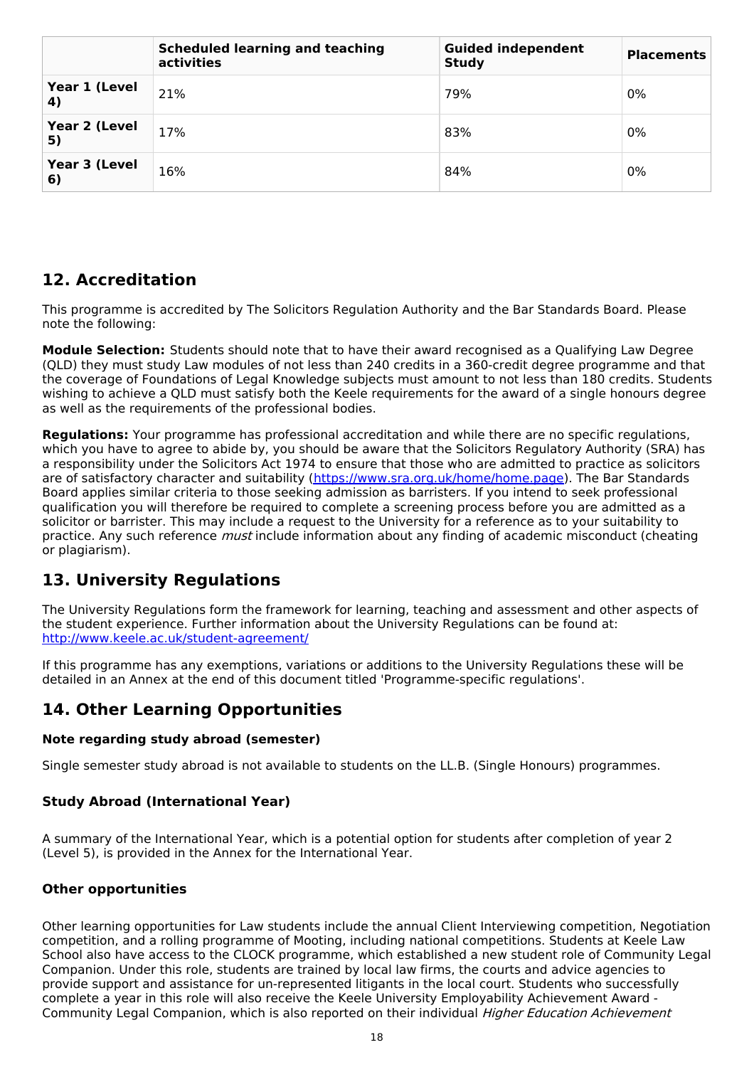| | Scheduled learning and teaching activities | Guided independent Study | Placements |
|---|---|---|---|
| Year 1 (Level 4) | 21% | 79% | 0% |
| Year 2 (Level 5) | 17% | 83% | 0% |
| Year 3 (Level 6) | 16% | 84% | 0% |

## 12. Accreditation

This programme is accredited by The Solicitors Regulation Authority and the Bar Standards Board. Please note the following:

**Module Selection:** Students should note that to have their award recognised as a Qualifying Law Degree (QLD) they must study Law modules of not less than 240 credits in a 360-credit degree programme and that the coverage of Foundations of Legal Knowledge subjects must amount to not less than 180 credits. Students wishing to achieve a QLD must satisfy both the Keele requirements for the award of a single honours degree as well as the requirements of the professional bodies.

**Regulations:** Your programme has professional accreditation and while there are no specific regulations, which you have to agree to abide by, you should be aware that the Solicitors Regulatory Authority (SRA) has a responsibility under the Solicitors Act 1974 to ensure that those who are admitted to practice as solicitors are of satisfactory character and suitability (https://www.sra.org.uk/home/home.page). The Bar Standards Board applies similar criteria to those seeking admission as barristers. If you intend to seek professional qualification you will therefore be required to complete a screening process before you are admitted as a solicitor or barrister. This may include a request to the University for a reference as to your suitability to practice. Any such reference *must* include information about any finding of academic misconduct (cheating or plagiarism).

## 13. University Regulations

The University Regulations form the framework for learning, teaching and assessment and other aspects of the student experience. Further information about the University Regulations can be found at: http://www.keele.ac.uk/student-agreement/

If this programme has any exemptions, variations or additions to the University Regulations these will be detailed in an Annex at the end of this document titled 'Programme-specific regulations'.

## 14. Other Learning Opportunities

### Note regarding study abroad (semester)

Single semester study abroad is not available to students on the LL.B. (Single Honours) programmes.

### Study Abroad (International Year)

A summary of the International Year, which is a potential option for students after completion of year 2 (Level 5), is provided in the Annex for the International Year.

### Other opportunities

Other learning opportunities for Law students include the annual Client Interviewing competition, Negotiation competition, and a rolling programme of Mooting, including national competitions. Students at Keele Law School also have access to the CLOCK programme, which established a new student role of Community Legal Companion. Under this role, students are trained by local law firms, the courts and advice agencies to provide support and assistance for un-represented litigants in the local court. Students who successfully complete a year in this role will also receive the Keele University Employability Achievement Award - Community Legal Companion, which is also reported on their individual *Higher Education Achievement*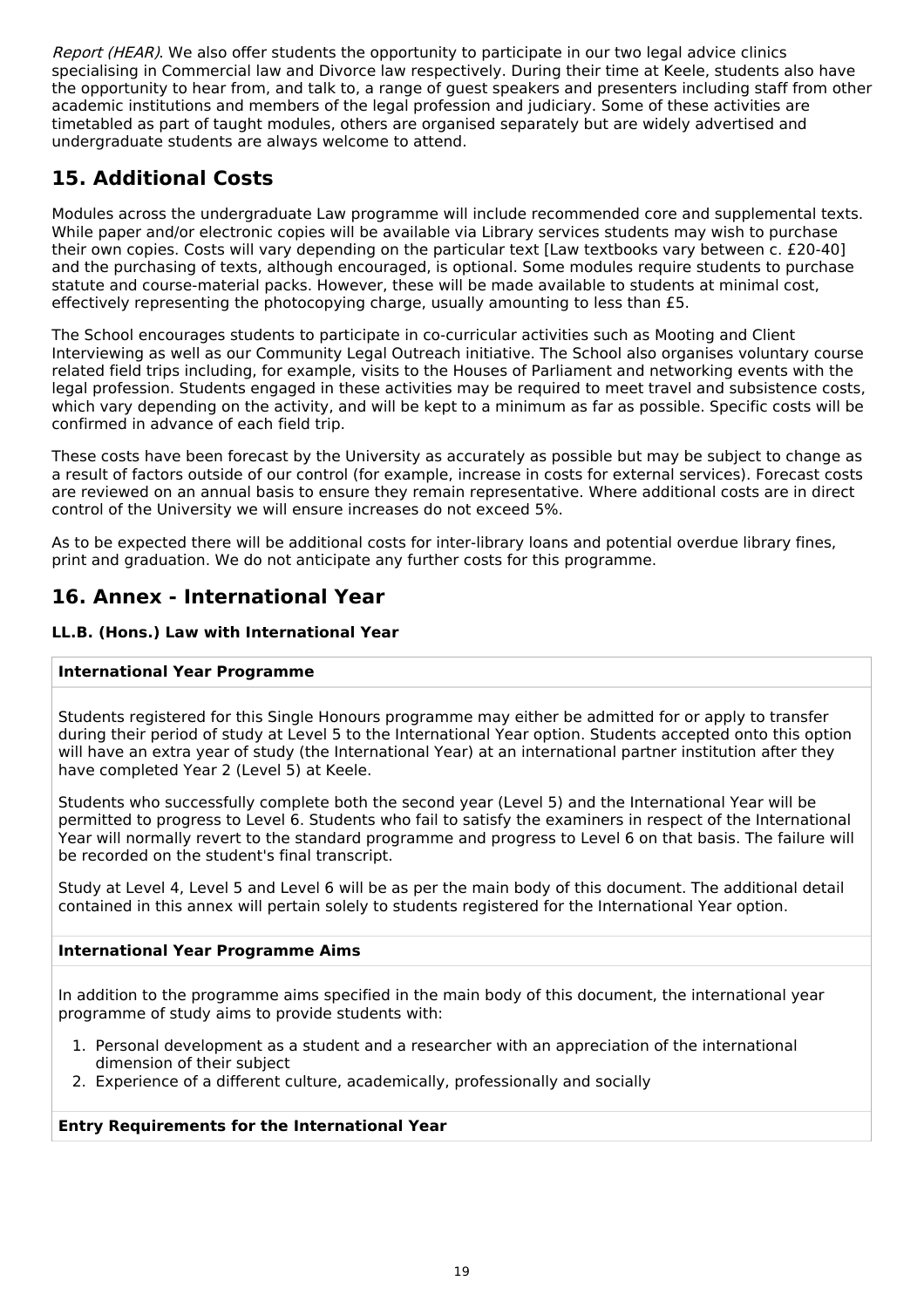*Report (HEAR)*. We also offer students the opportunity to participate in our two legal advice clinics specialising in Commercial law and Divorce law respectively. During their time at Keele, students also have the opportunity to hear from, and talk to, a range of guest speakers and presenters including staff from other academic institutions and members of the legal profession and judiciary. Some of these activities are timetabled as part of taught modules, others are organised separately but are widely advertised and undergraduate students are always welcome to attend.

## 15. Additional Costs

Modules across the undergraduate Law programme will include recommended core and supplemental texts. While paper and/or electronic copies will be available via Library services students may wish to purchase their own copies. Costs will vary depending on the particular text [Law textbooks vary between c. £20-40] and the purchasing of texts, although encouraged, is optional. Some modules require students to purchase statute and course-material packs. However, these will be made available to students at minimal cost, effectively representing the photocopying charge, usually amounting to less than £5.

The School encourages students to participate in co-curricular activities such as Mooting and Client Interviewing as well as our Community Legal Outreach initiative. The School also organises voluntary course related field trips including, for example, visits to the Houses of Parliament and networking events with the legal profession. Students engaged in these activities may be required to meet travel and subsistence costs, which vary depending on the activity, and will be kept to a minimum as far as possible. Specific costs will be confirmed in advance of each field trip.

These costs have been forecast by the University as accurately as possible but may be subject to change as a result of factors outside of our control (for example, increase in costs for external services). Forecast costs are reviewed on an annual basis to ensure they remain representative. Where additional costs are in direct control of the University we will ensure increases do not exceed 5%.

As to be expected there will be additional costs for inter-library loans and potential overdue library fines, print and graduation. We do not anticipate any further costs for this programme.

## 16. Annex - International Year

### LL.B. (Hons.) Law with International Year

**International Year Programme**

Students registered for this Single Honours programme may either be admitted for or apply to transfer during their period of study at Level 5 to the International Year option. Students accepted onto this option will have an extra year of study (the International Year) at an international partner institution after they have completed Year 2 (Level 5) at Keele.

Students who successfully complete both the second year (Level 5) and the International Year will be permitted to progress to Level 6. Students who fail to satisfy the examiners in respect of the International Year will normally revert to the standard programme and progress to Level 6 on that basis. The failure will be recorded on the student's final transcript.

Study at Level 4, Level 5 and Level 6 will be as per the main body of this document. The additional detail contained in this annex will pertain solely to students registered for the International Year option.

**International Year Programme Aims**

In addition to the programme aims specified in the main body of this document, the international year programme of study aims to provide students with:

1. Personal development as a student and a researcher with an appreciation of the international dimension of their subject
2. Experience of a different culture, academically, professionally and socially

**Entry Requirements for the International Year**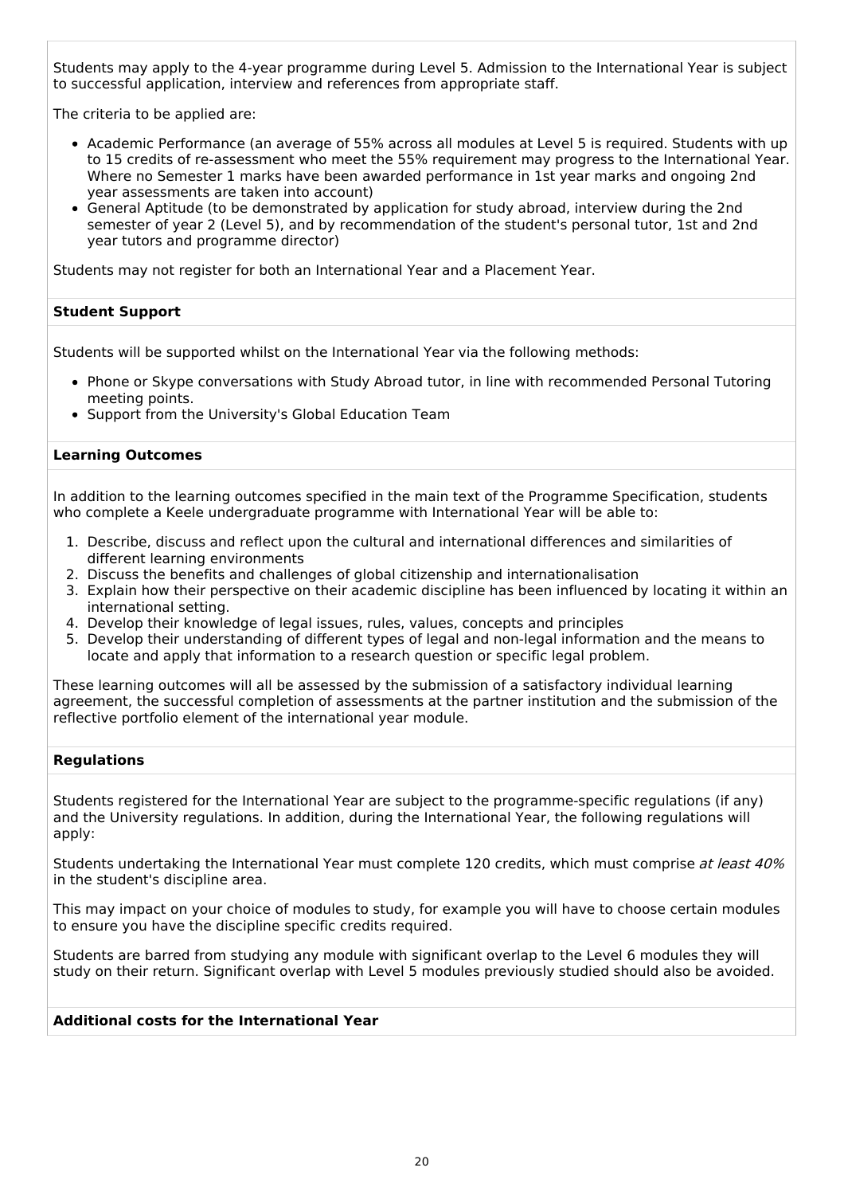Students may apply to the 4-year programme during Level 5. Admission to the International Year is subject to successful application, interview and references from appropriate staff.

The criteria to be applied are:

- Academic Performance (an average of 55% across all modules at Level 5 is required. Students with up to 15 credits of re-assessment who meet the 55% requirement may progress to the International Year. Where no Semester 1 marks have been awarded performance in 1st year marks and ongoing 2nd year assessments are taken into account)
- General Aptitude (to be demonstrated by application for study abroad, interview during the 2nd semester of year 2 (Level 5), and by recommendation of the student's personal tutor, 1st and 2nd year tutors and programme director)

Students may not register for both an International Year and a Placement Year.

**Student Support**

Students will be supported whilst on the International Year via the following methods:

- Phone or Skype conversations with Study Abroad tutor, in line with recommended Personal Tutoring meeting points.
- Support from the University's Global Education Team

**Learning Outcomes**

In addition to the learning outcomes specified in the main text of the Programme Specification, students who complete a Keele undergraduate programme with International Year will be able to:

1. Describe, discuss and reflect upon the cultural and international differences and similarities of different learning environments
2. Discuss the benefits and challenges of global citizenship and internationalisation
3. Explain how their perspective on their academic discipline has been influenced by locating it within an international setting.
4. Develop their knowledge of legal issues, rules, values, concepts and principles
5. Develop their understanding of different types of legal and non-legal information and the means to locate and apply that information to a research question or specific legal problem.

These learning outcomes will all be assessed by the submission of a satisfactory individual learning agreement, the successful completion of assessments at the partner institution and the submission of the reflective portfolio element of the international year module.

**Regulations**

Students registered for the International Year are subject to the programme-specific regulations (if any) and the University regulations. In addition, during the International Year, the following regulations will apply:

Students undertaking the International Year must complete 120 credits, which must comprise *at least 40%* in the student's discipline area.

This may impact on your choice of modules to study, for example you will have to choose certain modules to ensure you have the discipline specific credits required.

Students are barred from studying any module with significant overlap to the Level 6 modules they will study on their return. Significant overlap with Level 5 modules previously studied should also be avoided.

**Additional costs for the International Year**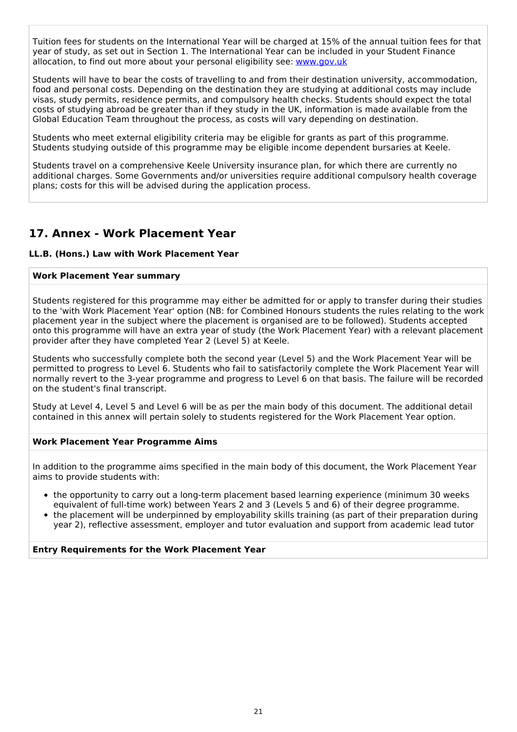Tuition fees for students on the International Year will be charged at 15% of the annual tuition fees for that year of study, as set out in Section 1. The International Year can be included in your Student Finance allocation, to find out more about your personal eligibility see: [www.gov.uk](www.gov.uk)

Students will have to bear the costs of travelling to and from their destination university, accommodation, food and personal costs. Depending on the destination they are studying at additional costs may include visas, study permits, residence permits, and compulsory health checks. Students should expect the total costs of studying abroad be greater than if they study in the UK, information is made available from the Global Education Team throughout the process, as costs will vary depending on destination.

Students who meet external eligibility criteria may be eligible for grants as part of this programme. Students studying outside of this programme may be eligible income dependent bursaries at Keele.

Students travel on a comprehensive Keele University insurance plan, for which there are currently no additional charges. Some Governments and/or universities require additional compulsory health coverage plans; costs for this will be advised during the application process.

## 17. Annex - Work Placement Year

### LL.B. (Hons.) Law with Work Placement Year

**Work Placement Year summary**

Students registered for this programme may either be admitted for or apply to transfer during their studies to the 'with Work Placement Year' option (NB: for Combined Honours students the rules relating to the work placement year in the subject where the placement is organised are to be followed). Students accepted onto this programme will have an extra year of study (the Work Placement Year) with a relevant placement provider after they have completed Year 2 (Level 5) at Keele.

Students who successfully complete both the second year (Level 5) and the Work Placement Year will be permitted to progress to Level 6. Students who fail to satisfactorily complete the Work Placement Year will normally revert to the 3-year programme and progress to Level 6 on that basis. The failure will be recorded on the student's final transcript.

Study at Level 4, Level 5 and Level 6 will be as per the main body of this document. The additional detail contained in this annex will pertain solely to students registered for the Work Placement Year option.

**Work Placement Year Programme Aims**

In addition to the programme aims specified in the main body of this document, the Work Placement Year aims to provide students with:

- the opportunity to carry out a long-term placement based learning experience (minimum 30 weeks equivalent of full-time work) between Years 2 and 3 (Levels 5 and 6) of their degree programme.
- the placement will be underpinned by employability skills training (as part of their preparation during year 2), reflective assessment, employer and tutor evaluation and support from academic lead tutor

**Entry Requirements for the Work Placement Year**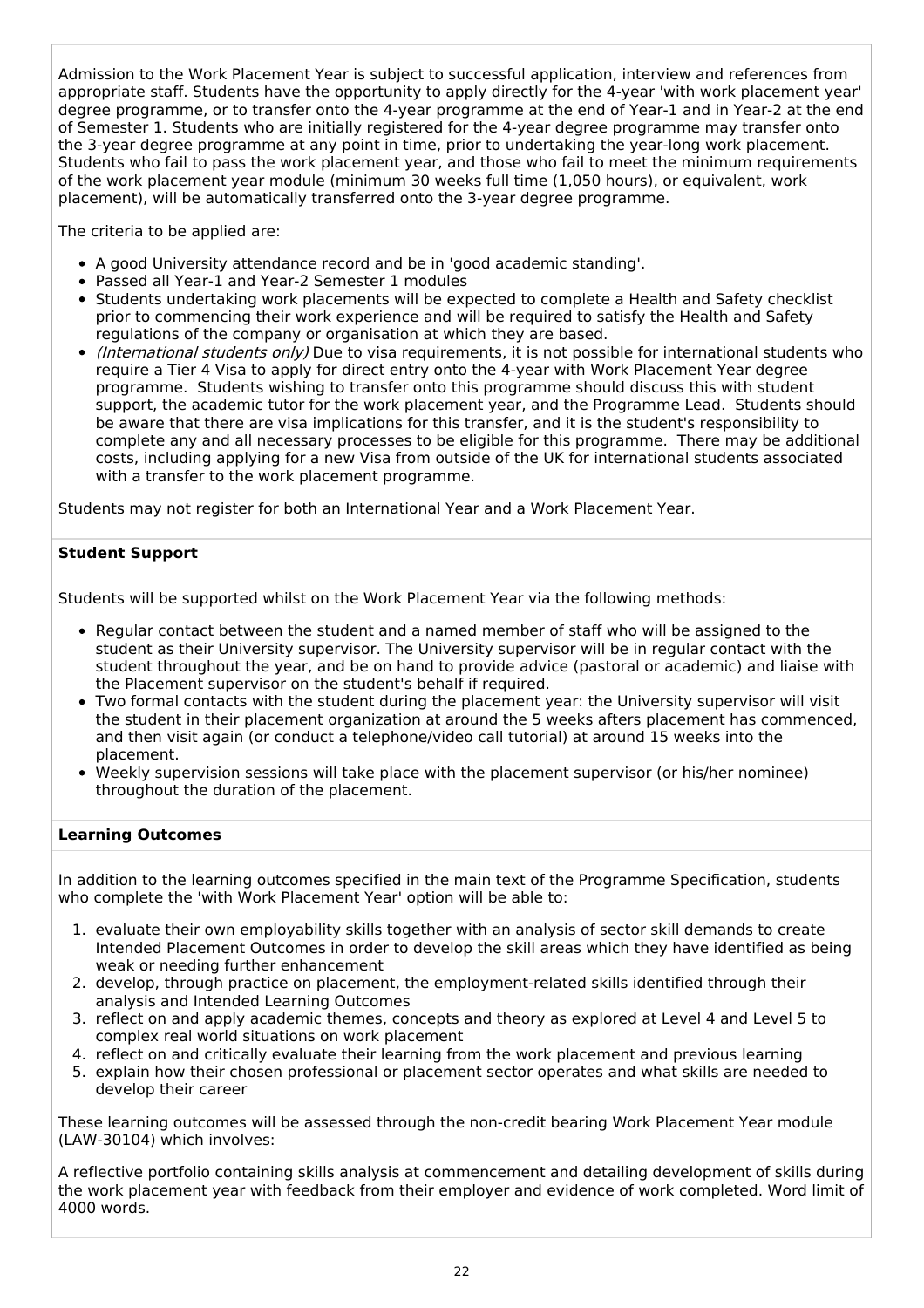Admission to the Work Placement Year is subject to successful application, interview and references from appropriate staff. Students have the opportunity to apply directly for the 4-year 'with work placement year' degree programme, or to transfer onto the 4-year programme at the end of Year-1 and in Year-2 at the end of Semester 1. Students who are initially registered for the 4-year degree programme may transfer onto the 3-year degree programme at any point in time, prior to undertaking the year-long work placement. Students who fail to pass the work placement year, and those who fail to meet the minimum requirements of the work placement year module (minimum 30 weeks full time (1,050 hours), or equivalent, work placement), will be automatically transferred onto the 3-year degree programme.

The criteria to be applied are:

- A good University attendance record and be in 'good academic standing'.
- Passed all Year-1 and Year-2 Semester 1 modules
- Students undertaking work placements will be expected to complete a Health and Safety checklist prior to commencing their work experience and will be required to satisfy the Health and Safety regulations of the company or organisation at which they are based.
- *(International students only)* Due to visa requirements, it is not possible for international students who require a Tier 4 Visa to apply for direct entry onto the 4-year with Work Placement Year degree programme. Students wishing to transfer onto this programme should discuss this with student support, the academic tutor for the work placement year, and the Programme Lead. Students should be aware that there are visa implications for this transfer, and it is the student's responsibility to complete any and all necessary processes to be eligible for this programme. There may be additional costs, including applying for a new Visa from outside of the UK for international students associated with a transfer to the work placement programme.

Students may not register for both an International Year and a Work Placement Year.

**Student Support**

Students will be supported whilst on the Work Placement Year via the following methods:

- Regular contact between the student and a named member of staff who will be assigned to the student as their University supervisor. The University supervisor will be in regular contact with the student throughout the year, and be on hand to provide advice (pastoral or academic) and liaise with the Placement supervisor on the student's behalf if required.
- Two formal contacts with the student during the placement year: the University supervisor will visit the student in their placement organization at around the 5 weeks afters placement has commenced, and then visit again (or conduct a telephone/video call tutorial) at around 15 weeks into the placement.
- Weekly supervision sessions will take place with the placement supervisor (or his/her nominee) throughout the duration of the placement.

**Learning Outcomes**

In addition to the learning outcomes specified in the main text of the Programme Specification, students who complete the 'with Work Placement Year' option will be able to:

1. evaluate their own employability skills together with an analysis of sector skill demands to create Intended Placement Outcomes in order to develop the skill areas which they have identified as being weak or needing further enhancement
2. develop, through practice on placement, the employment-related skills identified through their analysis and Intended Learning Outcomes
3. reflect on and apply academic themes, concepts and theory as explored at Level 4 and Level 5 to complex real world situations on work placement
4. reflect on and critically evaluate their learning from the work placement and previous learning
5. explain how their chosen professional or placement sector operates and what skills are needed to develop their career

These learning outcomes will be assessed through the non-credit bearing Work Placement Year module (LAW-30104) which involves:

A reflective portfolio containing skills analysis at commencement and detailing development of skills during the work placement year with feedback from their employer and evidence of work completed. Word limit of 4000 words.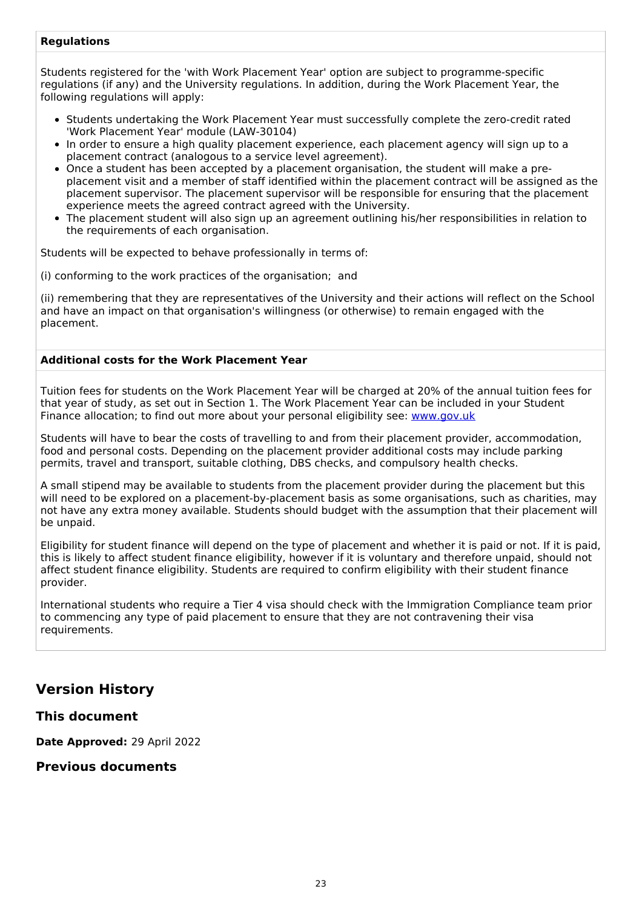**Regulations**

Students registered for the 'with Work Placement Year' option are subject to programme-specific regulations (if any) and the University regulations. In addition, during the Work Placement Year, the following regulations will apply:

- Students undertaking the Work Placement Year must successfully complete the zero-credit rated 'Work Placement Year' module (LAW-30104)
- In order to ensure a high quality placement experience, each placement agency will sign up to a placement contract (analogous to a service level agreement).
- Once a student has been accepted by a placement organisation, the student will make a pre-placement visit and a member of staff identified within the placement contract will be assigned as the placement supervisor. The placement supervisor will be responsible for ensuring that the placement experience meets the agreed contract agreed with the University.
- The placement student will also sign up an agreement outlining his/her responsibilities in relation to the requirements of each organisation.

Students will be expected to behave professionally in terms of:

(i) conforming to the work practices of the organisation; and

(ii) remembering that they are representatives of the University and their actions will reflect on the School and have an impact on that organisation's willingness (or otherwise) to remain engaged with the placement.

**Additional costs for the Work Placement Year**

Tuition fees for students on the Work Placement Year will be charged at 20% of the annual tuition fees for that year of study, as set out in Section 1. The Work Placement Year can be included in your Student Finance allocation; to find out more about your personal eligibility see: [www.gov.uk](www.gov.uk)

Students will have to bear the costs of travelling to and from their placement provider, accommodation, food and personal costs. Depending on the placement provider additional costs may include parking permits, travel and transport, suitable clothing, DBS checks, and compulsory health checks.

A small stipend may be available to students from the placement provider during the placement but this will need to be explored on a placement-by-placement basis as some organisations, such as charities, may not have any extra money available. Students should budget with the assumption that their placement will be unpaid.

Eligibility for student finance will depend on the type of placement and whether it is paid or not. If it is paid, this is likely to affect student finance eligibility, however if it is voluntary and therefore unpaid, should not affect student finance eligibility. Students are required to confirm eligibility with their student finance provider.

International students who require a Tier 4 visa should check with the Immigration Compliance team prior to commencing any type of paid placement to ensure that they are not contravening their visa requirements.

## Version History

### This document

**Date Approved:** 29 April 2022

### Previous documents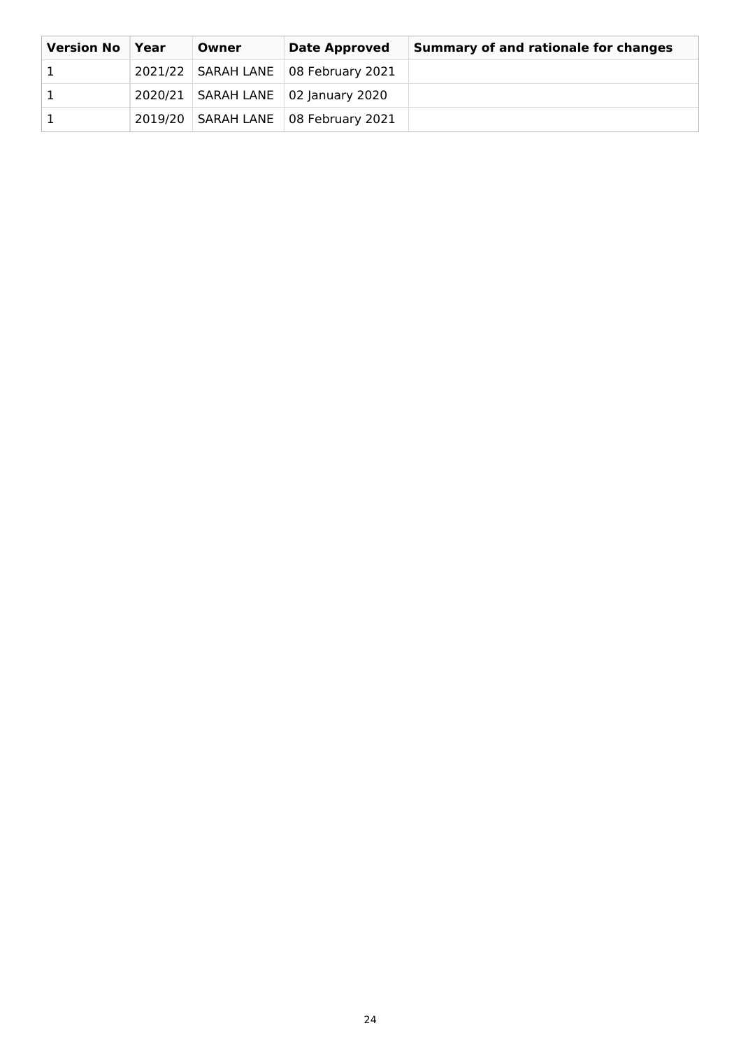| Version No | Year | Owner | Date Approved | Summary of and rationale for changes |
| --- | --- | --- | --- | --- |
| 1 | 2021/22 | SARAH LANE | 08 February 2021 | |
| 1 | 2020/21 | SARAH LANE | 02 January 2020 | |
| 1 | 2019/20 | SARAH LANE | 08 February 2021 | |